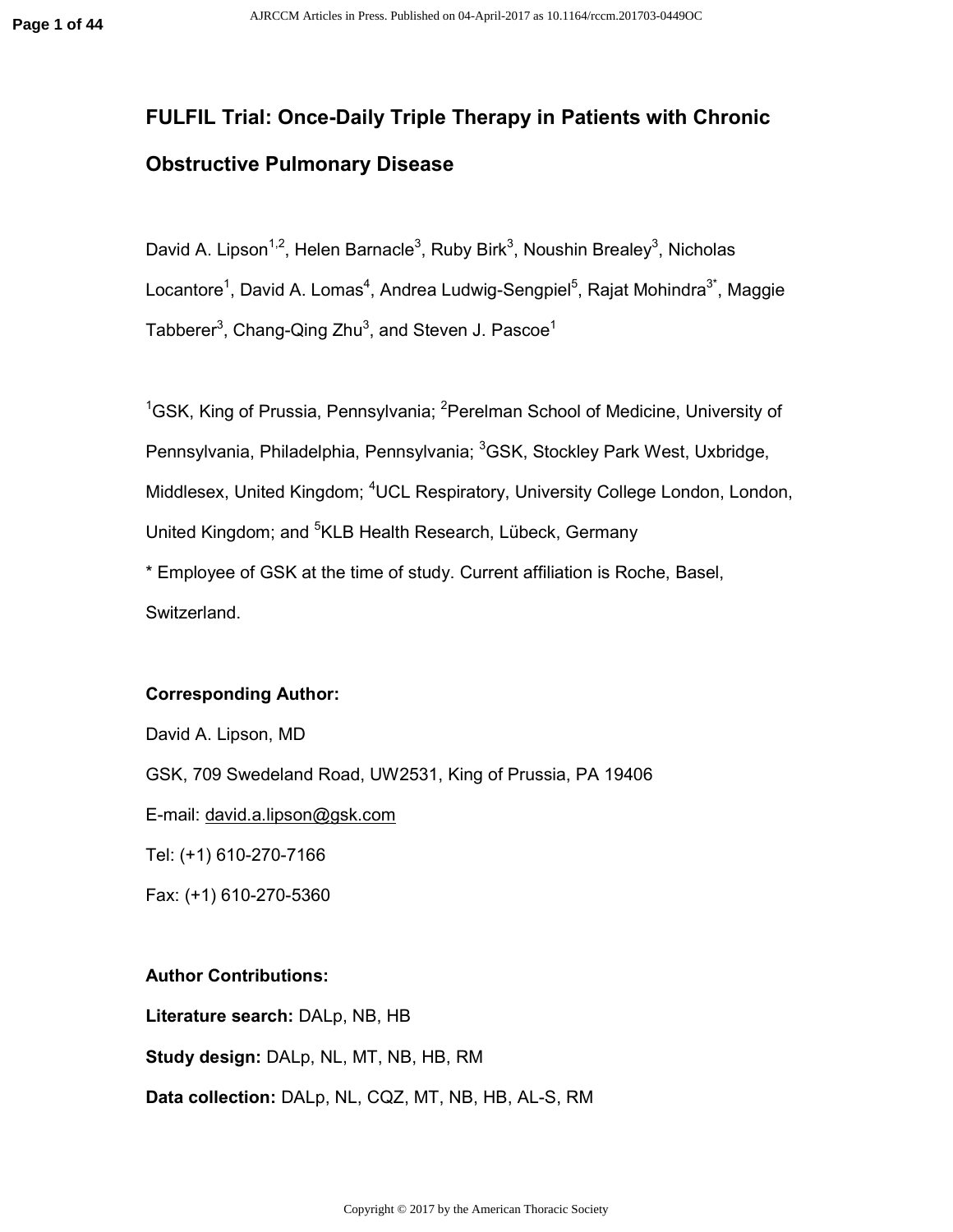# FULFIL Trial: Once-Daily Triple Therapy in Patients with Chronic Obstructive Pulmonary Disease

David A. Lipson[1,2], Helen Barnacle[3], Ruby Birk[3], Noushin Brealey[3], Nicholas Locantore[1], David A. Lomas[4], Andrea Ludwig-Sengpiel[5], Rajat Mohindra[3*], Maggie Tabberer[3], Chang-Qing Zhu[3], and Steven J. Pascoe[1]

[1]GSK, King of Prussia, Pennsylvania; [2]Perelman School of Medicine, University of Pennsylvania, Philadelphia, Pennsylvania; [3]GSK, Stockley Park West, Uxbridge, Middlesex, United Kingdom; [4]UCL Respiratory, University College London, London, United Kingdom; and [5]KLB Health Research, Lübeck, Germany

* Employee of GSK at the time of study. Current affiliation is Roche, Basel, Switzerland.

**Corresponding Author:**

David A. Lipson, MD

GSK, 709 Swedeland Road, UW2531, King of Prussia, PA 19406

E-mail: david.a.lipson@gsk.com

Tel: (+1) 610-270-7166

Fax: (+1) 610-270-5360

**Author Contributions:**

**Literature search:** DALp, NB, HB

**Study design:** DALp, NL, MT, NB, HB, RM

**Data collection:** DALp, NL, CQZ, MT, NB, HB, AL-S, RM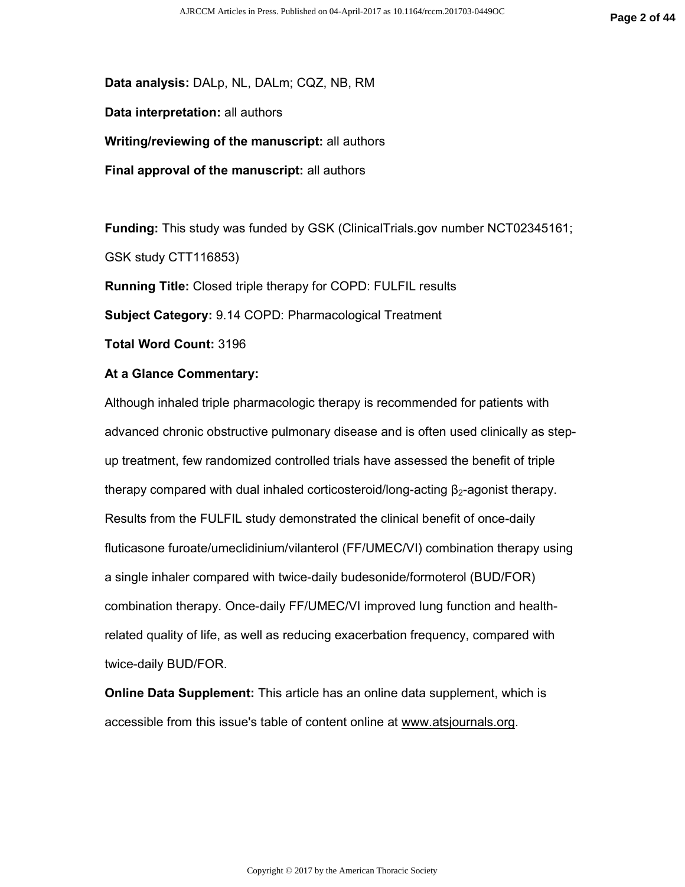**Data analysis:** DALp, NL, DALm; CQZ, NB, RM

**Data interpretation:** all authors

**Writing/reviewing of the manuscript:** all authors

**Final approval of the manuscript:** all authors

**Funding:** This study was funded by GSK (ClinicalTrials.gov number NCT02345161; GSK study CTT116853)

**Running Title:** Closed triple therapy for COPD: FULFIL results

**Subject Category:** 9.14 COPD: Pharmacological Treatment

**Total Word Count:** 3196

**At a Glance Commentary:**

Although inhaled triple pharmacologic therapy is recommended for patients with advanced chronic obstructive pulmonary disease and is often used clinically as step-up treatment, few randomized controlled trials have assessed the benefit of triple therapy compared with dual inhaled corticosteroid/long-acting $\beta_2$-agonist therapy. Results from the FULFIL study demonstrated the clinical benefit of once-daily fluticasone furoate/umeclidinium/vilanterol (FF/UMEC/VI) combination therapy using a single inhaler compared with twice-daily budesonide/formoterol (BUD/FOR) combination therapy. Once-daily FF/UMEC/VI improved lung function and health-related quality of life, as well as reducing exacerbation frequency, compared with twice-daily BUD/FOR.

**Online Data Supplement:** This article has an online data supplement, which is accessible from this issue's table of content online at www.atsjournals.org.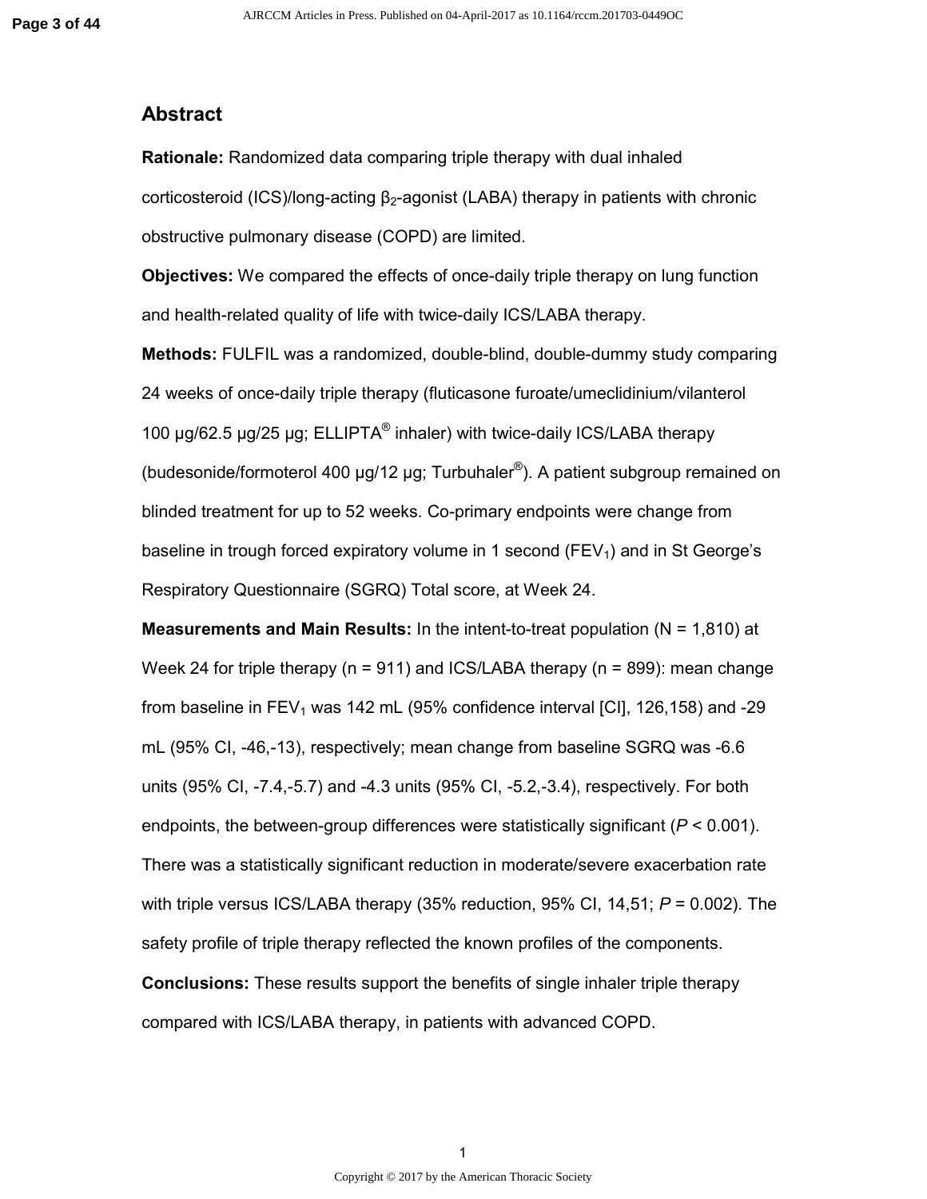## Abstract

**Rationale:** Randomized data comparing triple therapy with dual inhaled corticosteroid (ICS)/long-acting $\beta_2$-agonist (LABA) therapy in patients with chronic obstructive pulmonary disease (COPD) are limited.

**Objectives:** We compared the effects of once-daily triple therapy on lung function and health-related quality of life with twice-daily ICS/LABA therapy.

**Methods:** FULFIL was a randomized, double-blind, double-dummy study comparing 24 weeks of once-daily triple therapy (fluticasone furoate/umeclidinium/vilanterol 100 µg/62.5 µg/25 µg; ELLIPTA® inhaler) with twice-daily ICS/LABA therapy (budesonide/formoterol 400 µg/12 µg; Turbuhaler®). A patient subgroup remained on blinded treatment for up to 52 weeks. Co-primary endpoints were change from baseline in trough forced expiratory volume in 1 second ($FEV_1$) and in St George's Respiratory Questionnaire (SGRQ) Total score, at Week 24.

**Measurements and Main Results:** In the intent-to-treat population (N = 1,810) at Week 24 for triple therapy (n = 911) and ICS/LABA therapy (n = 899): mean change from baseline in $FEV_1$ was 142 mL (95% confidence interval [CI], 126,158) and -29 mL (95% CI, -46,-13), respectively; mean change from baseline SGRQ was -6.6 units (95% CI, -7.4,-5.7) and -4.3 units (95% CI, -5.2,-3.4), respectively. For both endpoints, the between-group differences were statistically significant ($P < 0.001$). There was a statistically significant reduction in moderate/severe exacerbation rate with triple versus ICS/LABA therapy (35% reduction, 95% CI, 14,51; $P = 0.002$). The safety profile of triple therapy reflected the known profiles of the components.

**Conclusions:** These results support the benefits of single inhaler triple therapy compared with ICS/LABA therapy, in patients with advanced COPD.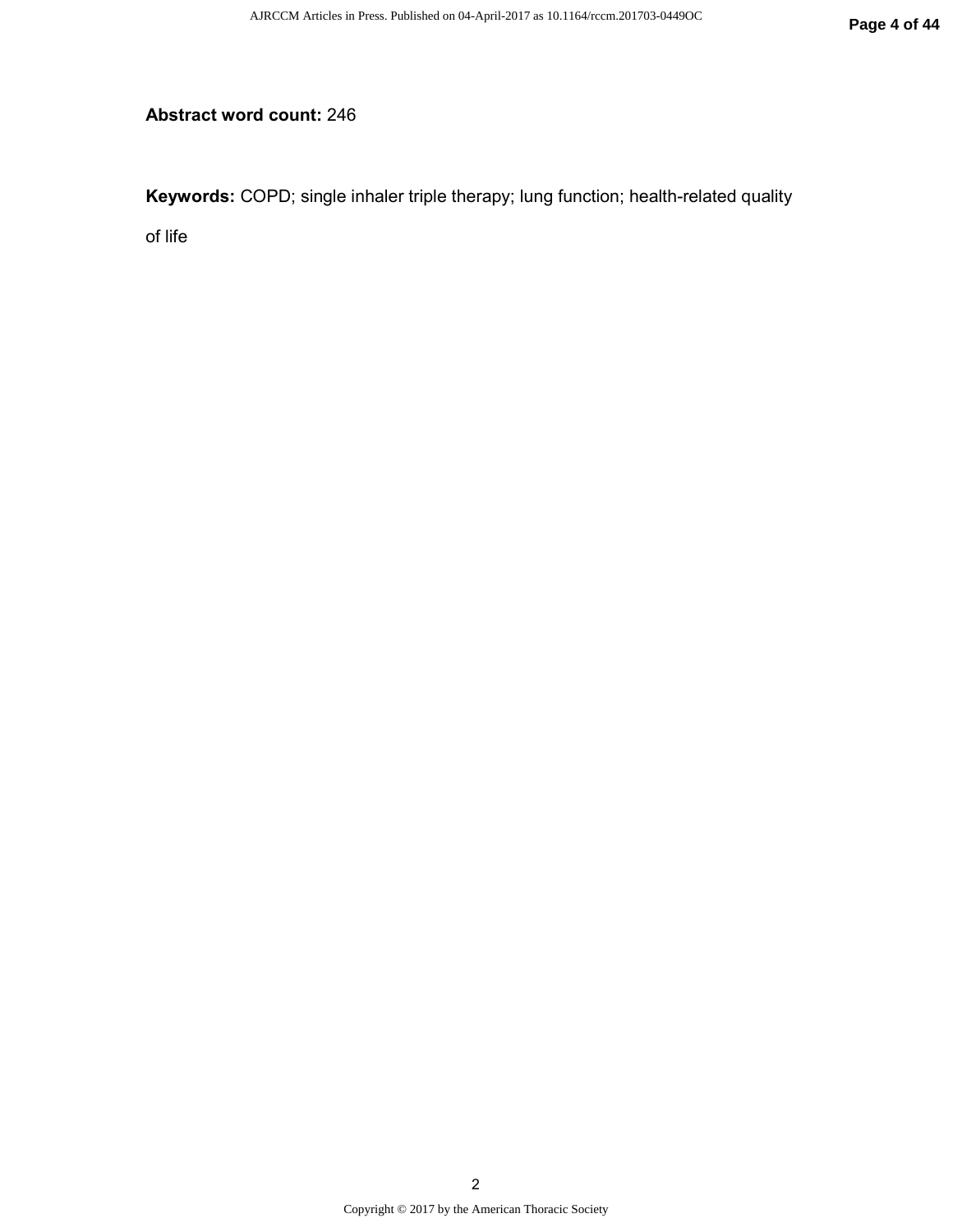**Abstract word count:** 246

**Keywords:** COPD; single inhaler triple therapy; lung function; health-related quality of life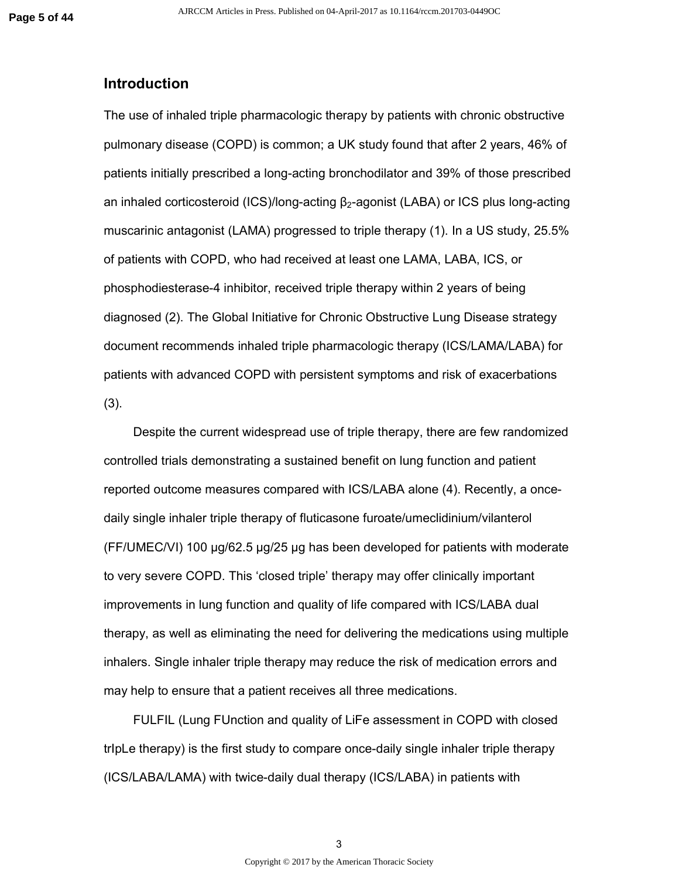## Introduction

The use of inhaled triple pharmacologic therapy by patients with chronic obstructive pulmonary disease (COPD) is common; a UK study found that after 2 years, 46% of patients initially prescribed a long-acting bronchodilator and 39% of those prescribed an inhaled corticosteroid (ICS)/long-acting $\beta_2$-agonist (LABA) or ICS plus long-acting muscarinic antagonist (LAMA) progressed to triple therapy (1). In a US study, 25.5% of patients with COPD, who had received at least one LAMA, LABA, ICS, or phosphodiesterase-4 inhibitor, received triple therapy within 2 years of being diagnosed (2). The Global Initiative for Chronic Obstructive Lung Disease strategy document recommends inhaled triple pharmacologic therapy (ICS/LAMA/LABA) for patients with advanced COPD with persistent symptoms and risk of exacerbations (3).

Despite the current widespread use of triple therapy, there are few randomized controlled trials demonstrating a sustained benefit on lung function and patient reported outcome measures compared with ICS/LABA alone (4). Recently, a once-daily single inhaler triple therapy of fluticasone furoate/umeclidinium/vilanterol (FF/UMEC/VI) 100 µg/62.5 µg/25 µg has been developed for patients with moderate to very severe COPD. This 'closed triple' therapy may offer clinically important improvements in lung function and quality of life compared with ICS/LABA dual therapy, as well as eliminating the need for delivering the medications using multiple inhalers. Single inhaler triple therapy may reduce the risk of medication errors and may help to ensure that a patient receives all three medications.

FULFIL (Lung FUnction and quality of LiFe assessment in COPD with closed trIpLe therapy) is the first study to compare once-daily single inhaler triple therapy (ICS/LABA/LAMA) with twice-daily dual therapy (ICS/LABA) in patients with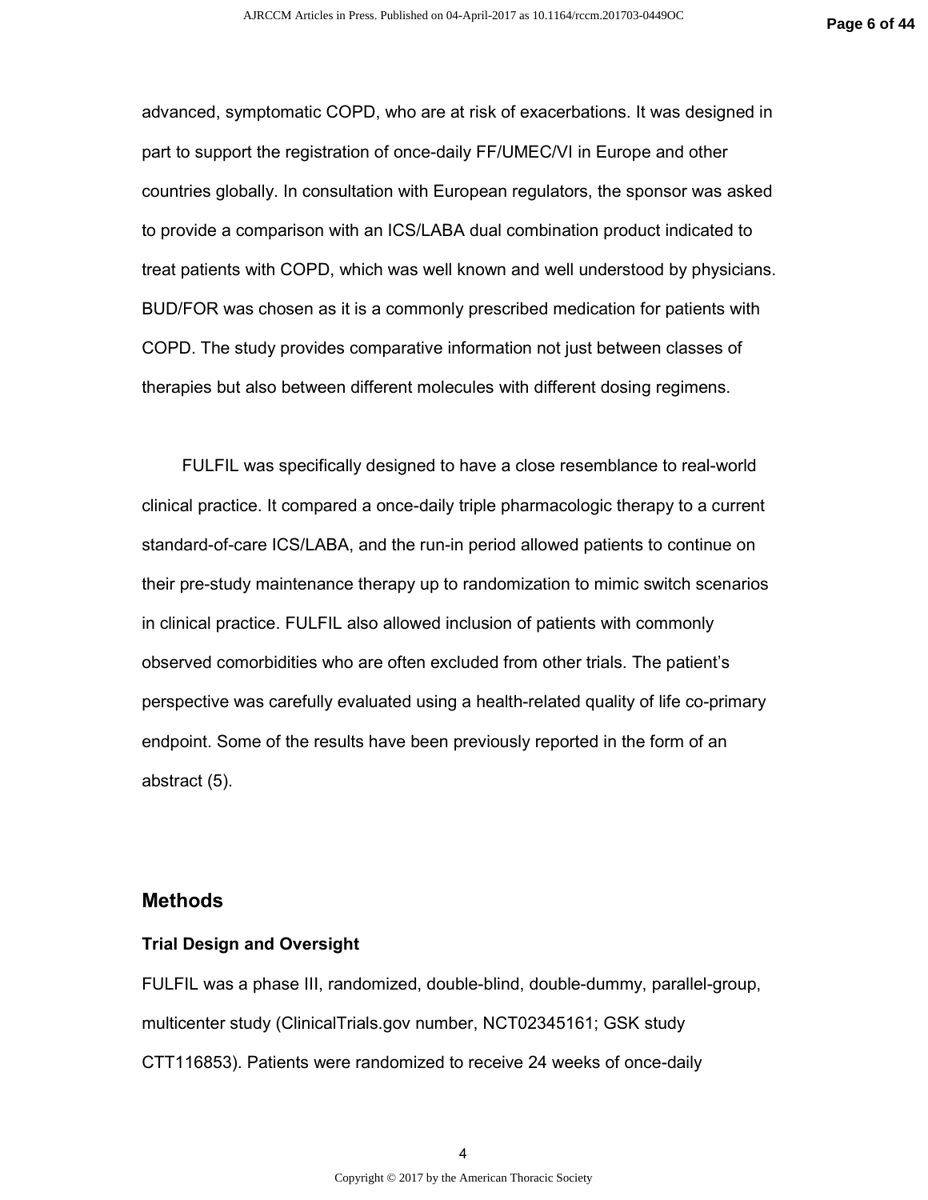advanced, symptomatic COPD, who are at risk of exacerbations. It was designed in part to support the registration of once-daily FF/UMEC/VI in Europe and other countries globally. In consultation with European regulators, the sponsor was asked to provide a comparison with an ICS/LABA dual combination product indicated to treat patients with COPD, which was well known and well understood by physicians. BUD/FOR was chosen as it is a commonly prescribed medication for patients with COPD. The study provides comparative information not just between classes of therapies but also between different molecules with different dosing regimens.

FULFIL was specifically designed to have a close resemblance to real-world clinical practice. It compared a once-daily triple pharmacologic therapy to a current standard-of-care ICS/LABA, and the run-in period allowed patients to continue on their pre-study maintenance therapy up to randomization to mimic switch scenarios in clinical practice. FULFIL also allowed inclusion of patients with commonly observed comorbidities who are often excluded from other trials. The patient's perspective was carefully evaluated using a health-related quality of life co-primary endpoint. Some of the results have been previously reported in the form of an abstract (5).

## Methods

### Trial Design and Oversight

FULFIL was a phase III, randomized, double-blind, double-dummy, parallel-group, multicenter study (ClinicalTrials.gov number, NCT02345161; GSK study CTT116853). Patients were randomized to receive 24 weeks of once-daily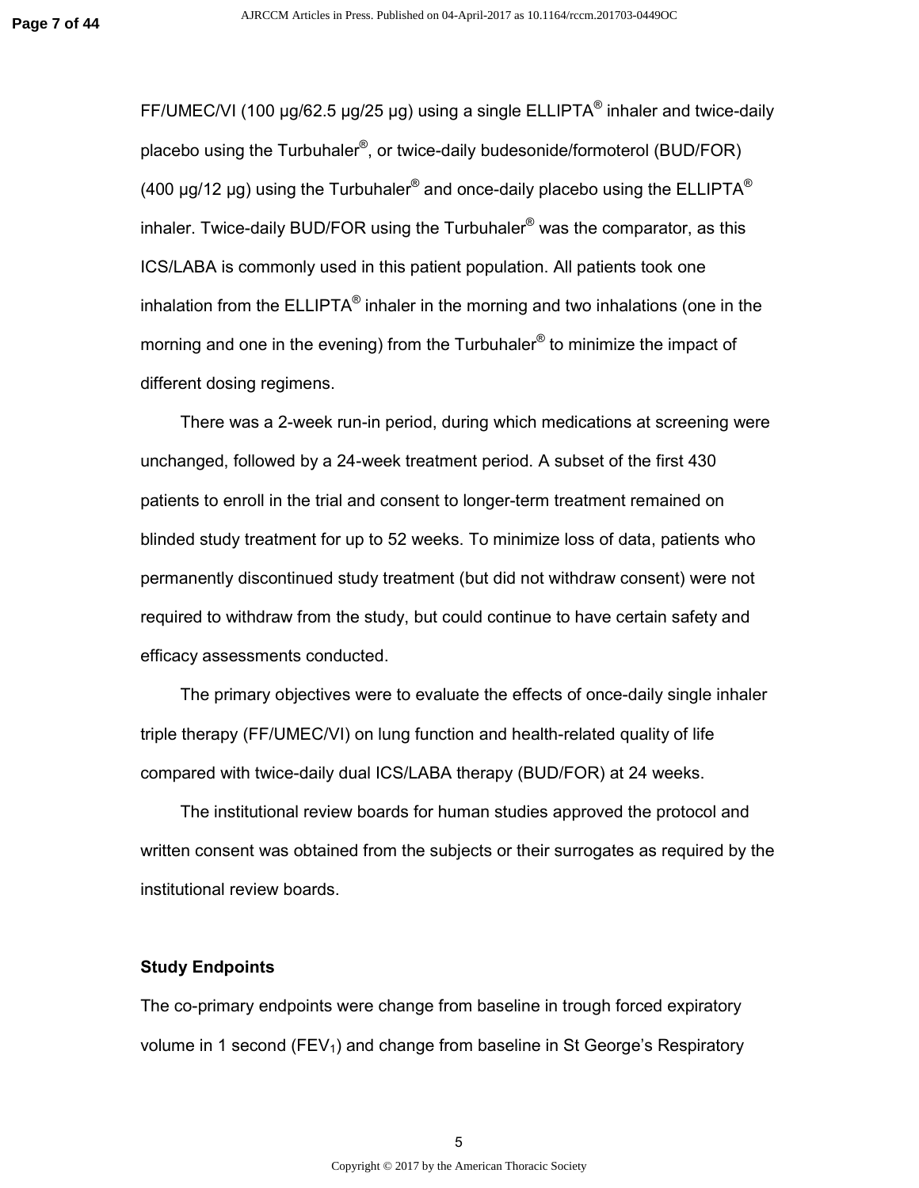FF/UMEC/VI (100 μg/62.5 μg/25 μg) using a single ELLIPTA® inhaler and twice-daily placebo using the Turbuhaler®, or twice-daily budesonide/formoterol (BUD/FOR) (400 μg/12 μg) using the Turbuhaler® and once-daily placebo using the ELLIPTA® inhaler. Twice-daily BUD/FOR using the Turbuhaler® was the comparator, as this ICS/LABA is commonly used in this patient population. All patients took one inhalation from the ELLIPTA® inhaler in the morning and two inhalations (one in the morning and one in the evening) from the Turbuhaler® to minimize the impact of different dosing regimens.

There was a 2-week run-in period, during which medications at screening were unchanged, followed by a 24-week treatment period. A subset of the first 430 patients to enroll in the trial and consent to longer-term treatment remained on blinded study treatment for up to 52 weeks. To minimize loss of data, patients who permanently discontinued study treatment (but did not withdraw consent) were not required to withdraw from the study, but could continue to have certain safety and efficacy assessments conducted.

The primary objectives were to evaluate the effects of once-daily single inhaler triple therapy (FF/UMEC/VI) on lung function and health-related quality of life compared with twice-daily dual ICS/LABA therapy (BUD/FOR) at 24 weeks.

The institutional review boards for human studies approved the protocol and written consent was obtained from the subjects or their surrogates as required by the institutional review boards.

### Study Endpoints

The co-primary endpoints were change from baseline in trough forced expiratory volume in 1 second ($FEV_1$) and change from baseline in St George's Respiratory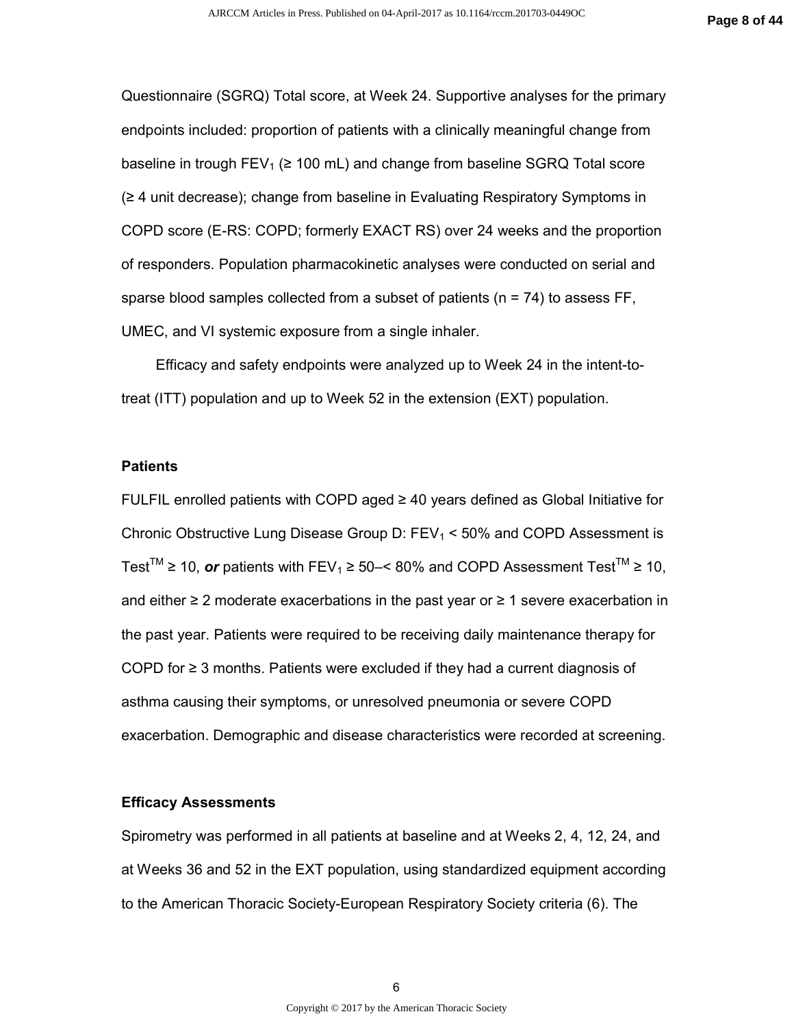Questionnaire (SGRQ) Total score, at Week 24. Supportive analyses for the primary endpoints included: proportion of patients with a clinically meaningful change from baseline in trough $FEV_1$ (≥ 100 mL) and change from baseline SGRQ Total score (≥ 4 unit decrease); change from baseline in Evaluating Respiratory Symptoms in COPD score (E-RS: COPD; formerly EXACT RS) over 24 weeks and the proportion of responders. Population pharmacokinetic analyses were conducted on serial and sparse blood samples collected from a subset of patients (n = 74) to assess FF, UMEC, and VI systemic exposure from a single inhaler.

Efficacy and safety endpoints were analyzed up to Week 24 in the intent-to-treat (ITT) population and up to Week 52 in the extension (EXT) population.

### Patients

FULFIL enrolled patients with COPD aged ≥ 40 years defined as Global Initiative for Chronic Obstructive Lung Disease Group D: $FEV_1$ < 50% and COPD Assessment is Test™ ≥ 10, ***or*** patients with $FEV_1$ ≥ 50–< 80% and COPD Assessment Test™ ≥ 10, and either ≥ 2 moderate exacerbations in the past year or ≥ 1 severe exacerbation in the past year. Patients were required to be receiving daily maintenance therapy for COPD for ≥ 3 months. Patients were excluded if they had a current diagnosis of asthma causing their symptoms, or unresolved pneumonia or severe COPD exacerbation. Demographic and disease characteristics were recorded at screening.

### Efficacy Assessments

Spirometry was performed in all patients at baseline and at Weeks 2, 4, 12, 24, and at Weeks 36 and 52 in the EXT population, using standardized equipment according to the American Thoracic Society-European Respiratory Society criteria (6). The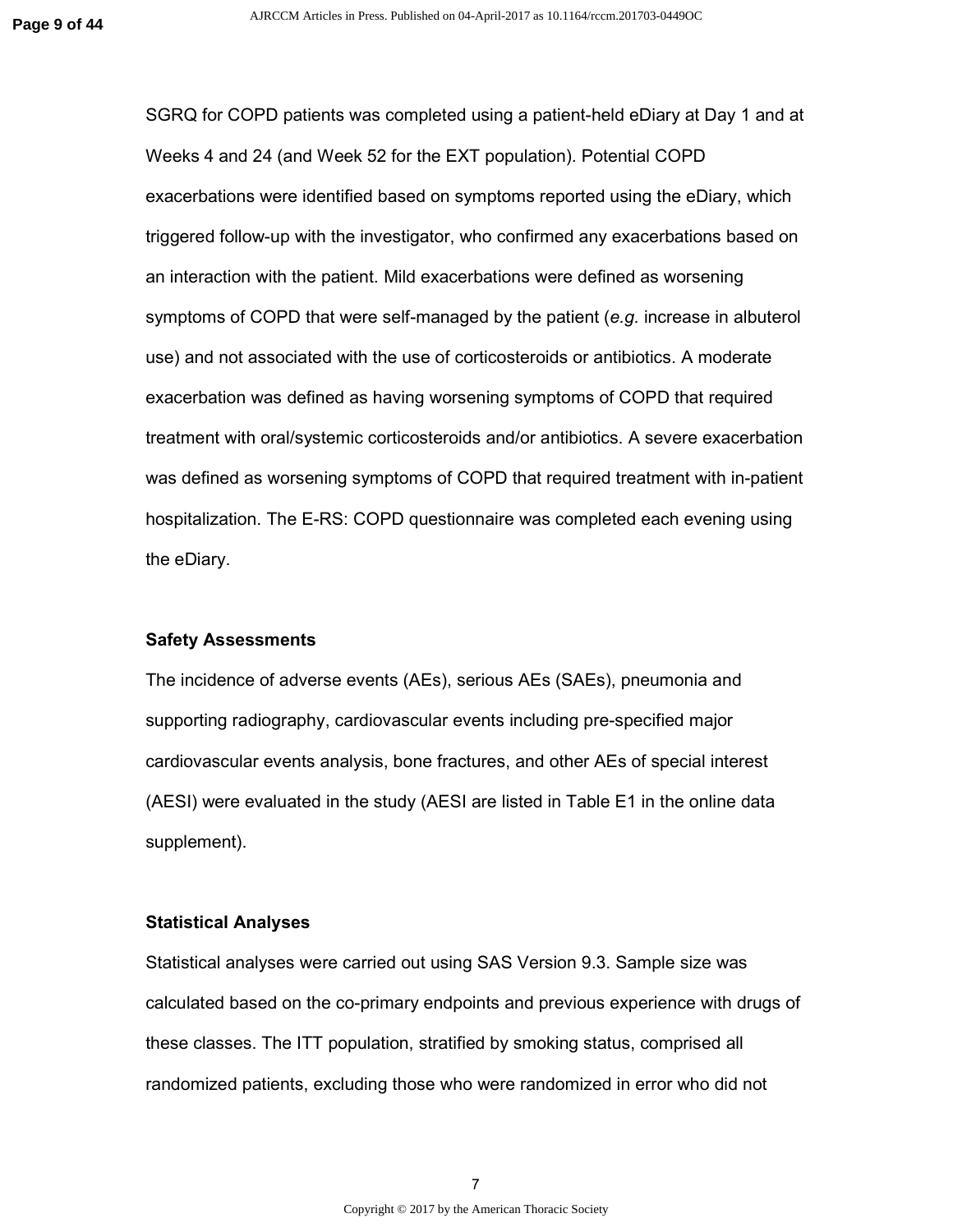SGRQ for COPD patients was completed using a patient-held eDiary at Day 1 and at Weeks 4 and 24 (and Week 52 for the EXT population). Potential COPD exacerbations were identified based on symptoms reported using the eDiary, which triggered follow-up with the investigator, who confirmed any exacerbations based on an interaction with the patient. Mild exacerbations were defined as worsening symptoms of COPD that were self-managed by the patient (*e.g.* increase in albuterol use) and not associated with the use of corticosteroids or antibiotics. A moderate exacerbation was defined as having worsening symptoms of COPD that required treatment with oral/systemic corticosteroids and/or antibiotics. A severe exacerbation was defined as worsening symptoms of COPD that required treatment with in-patient hospitalization. The E-RS: COPD questionnaire was completed each evening using the eDiary.

### Safety Assessments

The incidence of adverse events (AEs), serious AEs (SAEs), pneumonia and supporting radiography, cardiovascular events including pre-specified major cardiovascular events analysis, bone fractures, and other AEs of special interest (AESI) were evaluated in the study (AESI are listed in Table E1 in the online data supplement).

### Statistical Analyses

Statistical analyses were carried out using SAS Version 9.3. Sample size was calculated based on the co-primary endpoints and previous experience with drugs of these classes. The ITT population, stratified by smoking status, comprised all randomized patients, excluding those who were randomized in error who did not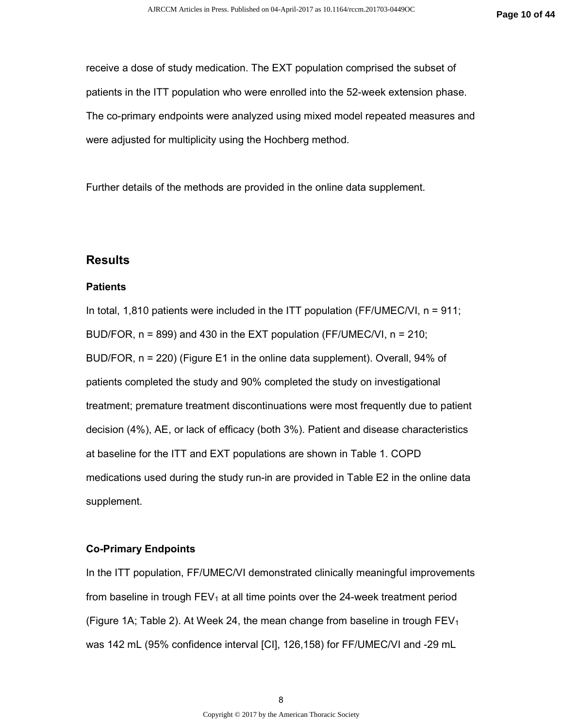receive a dose of study medication. The EXT population comprised the subset of patients in the ITT population who were enrolled into the 52-week extension phase. The co-primary endpoints were analyzed using mixed model repeated measures and were adjusted for multiplicity using the Hochberg method.

Further details of the methods are provided in the online data supplement.

## Results

### Patients

In total, 1,810 patients were included in the ITT population (FF/UMEC/VI, n = 911; BUD/FOR, n = 899) and 430 in the EXT population (FF/UMEC/VI, n = 210; BUD/FOR, n = 220) (Figure E1 in the online data supplement). Overall, 94% of patients completed the study and 90% completed the study on investigational treatment; premature treatment discontinuations were most frequently due to patient decision (4%), AE, or lack of efficacy (both 3%). Patient and disease characteristics at baseline for the ITT and EXT populations are shown in Table 1. COPD medications used during the study run-in are provided in Table E2 in the online data supplement.

### Co-Primary Endpoints

In the ITT population, FF/UMEC/VI demonstrated clinically meaningful improvements from baseline in trough $FEV_1$ at all time points over the 24-week treatment period (Figure 1A; Table 2). At Week 24, the mean change from baseline in trough $FEV_1$ was 142 mL (95% confidence interval [CI], 126,158) for FF/UMEC/VI and -29 mL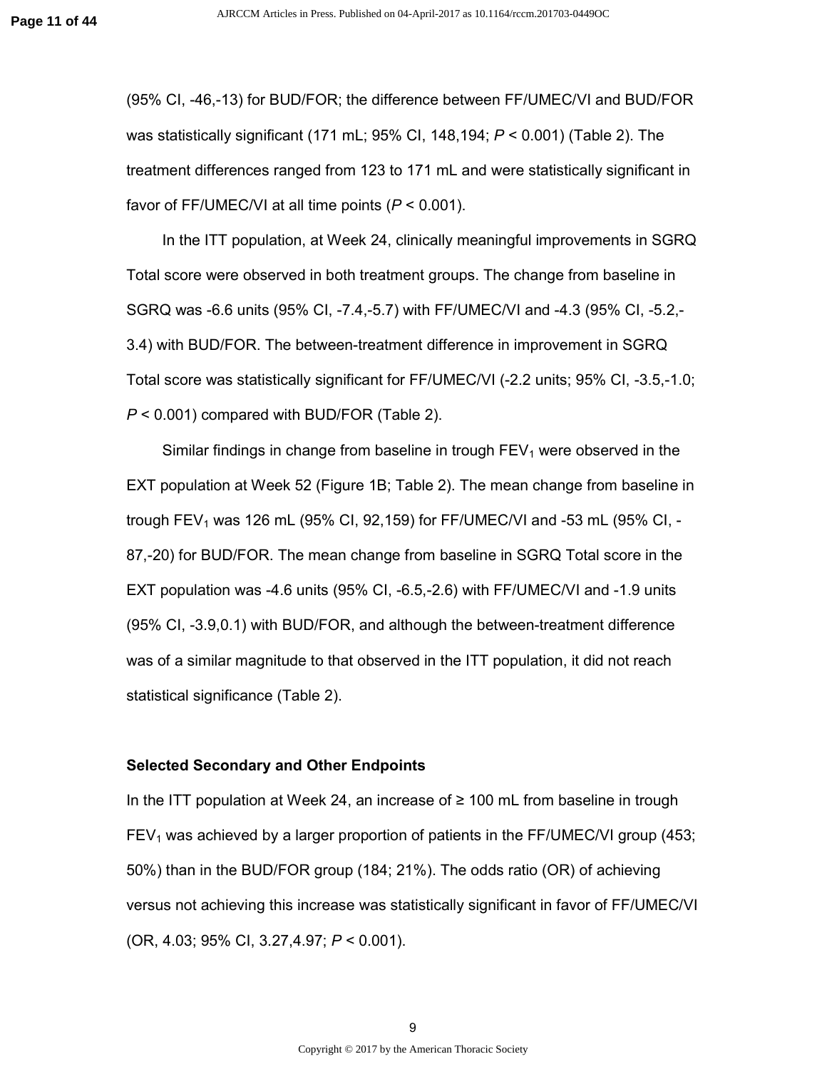(95% CI, -46,-13) for BUD/FOR; the difference between FF/UMEC/VI and BUD/FOR was statistically significant (171 mL; 95% CI, 148,194; $P$ < 0.001) (Table 2). The treatment differences ranged from 123 to 171 mL and were statistically significant in favor of FF/UMEC/VI at all time points ($P$ < 0.001).

In the ITT population, at Week 24, clinically meaningful improvements in SGRQ Total score were observed in both treatment groups. The change from baseline in SGRQ was -6.6 units (95% CI, -7.4,-5.7) with FF/UMEC/VI and -4.3 (95% CI, -5.2,-3.4) with BUD/FOR. The between-treatment difference in improvement in SGRQ Total score was statistically significant for FF/UMEC/VI (-2.2 units; 95% CI, -3.5,-1.0; $P$ < 0.001) compared with BUD/FOR (Table 2).

Similar findings in change from baseline in trough $FEV_1$ were observed in the EXT population at Week 52 (Figure 1B; Table 2). The mean change from baseline in trough $FEV_1$ was 126 mL (95% CI, 92,159) for FF/UMEC/VI and -53 mL (95% CI, -87,-20) for BUD/FOR. The mean change from baseline in SGRQ Total score in the EXT population was -4.6 units (95% CI, -6.5,-2.6) with FF/UMEC/VI and -1.9 units (95% CI, -3.9,0.1) with BUD/FOR, and although the between-treatment difference was of a similar magnitude to that observed in the ITT population, it did not reach statistical significance (Table 2).

### Selected Secondary and Other Endpoints

In the ITT population at Week 24, an increase of ≥ 100 mL from baseline in trough $FEV_1$ was achieved by a larger proportion of patients in the FF/UMEC/VI group (453; 50%) than in the BUD/FOR group (184; 21%). The odds ratio (OR) of achieving versus not achieving this increase was statistically significant in favor of FF/UMEC/VI (OR, 4.03; 95% CI, 3.27,4.97; $P$ < 0.001).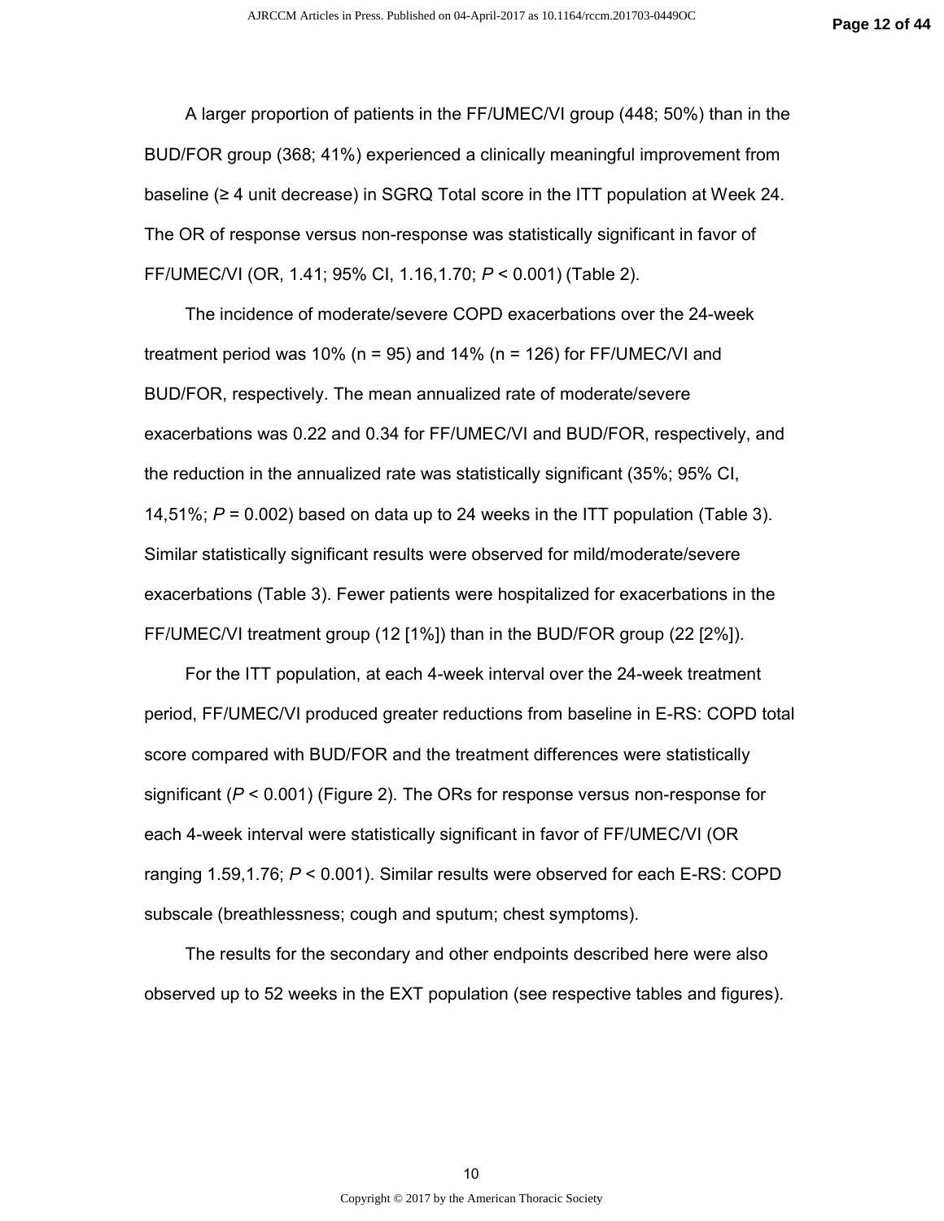A larger proportion of patients in the FF/UMEC/VI group (448; 50%) than in the BUD/FOR group (368; 41%) experienced a clinically meaningful improvement from baseline (≥ 4 unit decrease) in SGRQ Total score in the ITT population at Week 24. The OR of response versus non-response was statistically significant in favor of FF/UMEC/VI (OR, 1.41; 95% CI, 1.16,1.70; $P < 0.001$) (Table 2).

The incidence of moderate/severe COPD exacerbations over the 24-week treatment period was 10% (n = 95) and 14% (n = 126) for FF/UMEC/VI and BUD/FOR, respectively. The mean annualized rate of moderate/severe exacerbations was 0.22 and 0.34 for FF/UMEC/VI and BUD/FOR, respectively, and the reduction in the annualized rate was statistically significant (35%; 95% CI, 14,51%; $P = 0.002$) based on data up to 24 weeks in the ITT population (Table 3). Similar statistically significant results were observed for mild/moderate/severe exacerbations (Table 3). Fewer patients were hospitalized for exacerbations in the FF/UMEC/VI treatment group (12 [1%]) than in the BUD/FOR group (22 [2%]).

For the ITT population, at each 4-week interval over the 24-week treatment period, FF/UMEC/VI produced greater reductions from baseline in E-RS: COPD total score compared with BUD/FOR and the treatment differences were statistically significant ($P < 0.001$) (Figure 2). The ORs for response versus non-response for each 4-week interval were statistically significant in favor of FF/UMEC/VI (OR ranging 1.59,1.76; $P < 0.001$). Similar results were observed for each E-RS: COPD subscale (breathlessness; cough and sputum; chest symptoms).

The results for the secondary and other endpoints described here were also observed up to 52 weeks in the EXT population (see respective tables and figures).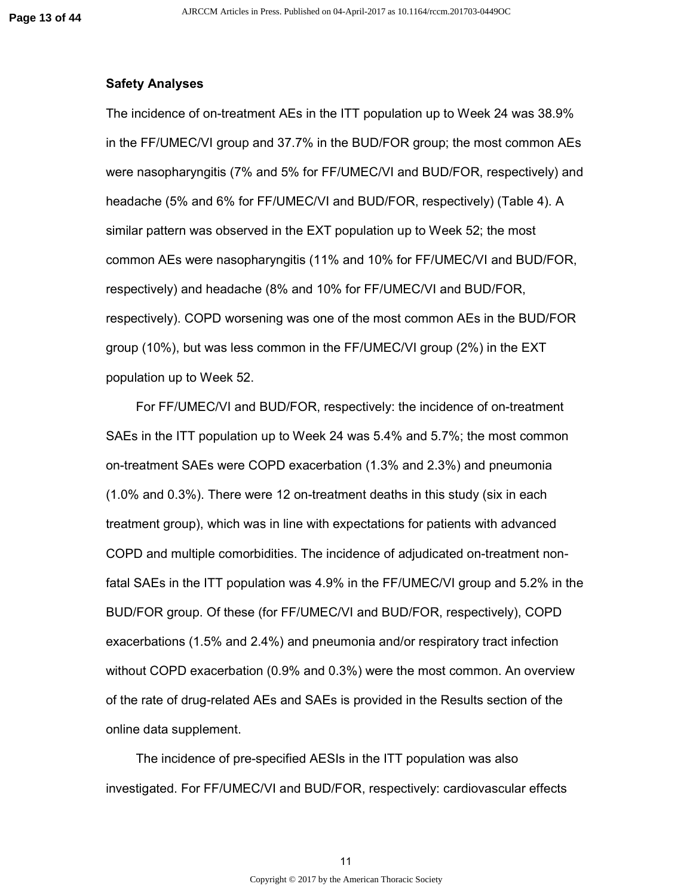**Safety Analyses**

The incidence of on-treatment AEs in the ITT population up to Week 24 was 38.9% in the FF/UMEC/VI group and 37.7% in the BUD/FOR group; the most common AEs were nasopharyngitis (7% and 5% for FF/UMEC/VI and BUD/FOR, respectively) and headache (5% and 6% for FF/UMEC/VI and BUD/FOR, respectively) (Table 4). A similar pattern was observed in the EXT population up to Week 52; the most common AEs were nasopharyngitis (11% and 10% for FF/UMEC/VI and BUD/FOR, respectively) and headache (8% and 10% for FF/UMEC/VI and BUD/FOR, respectively). COPD worsening was one of the most common AEs in the BUD/FOR group (10%), but was less common in the FF/UMEC/VI group (2%) in the EXT population up to Week 52.

For FF/UMEC/VI and BUD/FOR, respectively: the incidence of on-treatment SAEs in the ITT population up to Week 24 was 5.4% and 5.7%; the most common on-treatment SAEs were COPD exacerbation (1.3% and 2.3%) and pneumonia (1.0% and 0.3%). There were 12 on-treatment deaths in this study (six in each treatment group), which was in line with expectations for patients with advanced COPD and multiple comorbidities. The incidence of adjudicated on-treatment non-fatal SAEs in the ITT population was 4.9% in the FF/UMEC/VI group and 5.2% in the BUD/FOR group. Of these (for FF/UMEC/VI and BUD/FOR, respectively), COPD exacerbations (1.5% and 2.4%) and pneumonia and/or respiratory tract infection without COPD exacerbation (0.9% and 0.3%) were the most common. An overview of the rate of drug-related AEs and SAEs is provided in the Results section of the online data supplement.

The incidence of pre-specified AESIs in the ITT population was also investigated. For FF/UMEC/VI and BUD/FOR, respectively: cardiovascular effects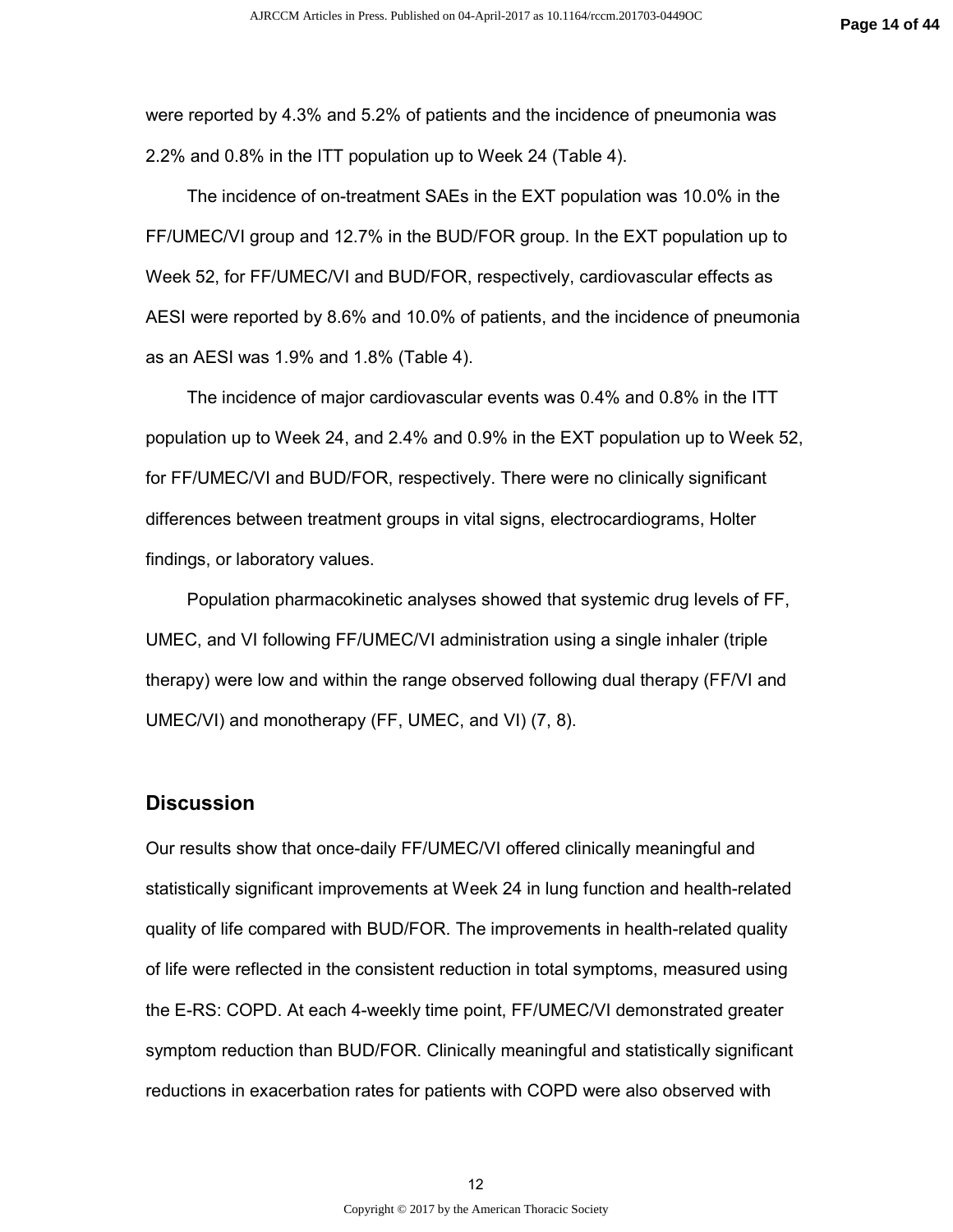were reported by 4.3% and 5.2% of patients and the incidence of pneumonia was 2.2% and 0.8% in the ITT population up to Week 24 (Table 4).

The incidence of on-treatment SAEs in the EXT population was 10.0% in the FF/UMEC/VI group and 12.7% in the BUD/FOR group. In the EXT population up to Week 52, for FF/UMEC/VI and BUD/FOR, respectively, cardiovascular effects as AESI were reported by 8.6% and 10.0% of patients, and the incidence of pneumonia as an AESI was 1.9% and 1.8% (Table 4).

The incidence of major cardiovascular events was 0.4% and 0.8% in the ITT population up to Week 24, and 2.4% and 0.9% in the EXT population up to Week 52, for FF/UMEC/VI and BUD/FOR, respectively. There were no clinically significant differences between treatment groups in vital signs, electrocardiograms, Holter findings, or laboratory values.

Population pharmacokinetic analyses showed that systemic drug levels of FF, UMEC, and VI following FF/UMEC/VI administration using a single inhaler (triple therapy) were low and within the range observed following dual therapy (FF/VI and UMEC/VI) and monotherapy (FF, UMEC, and VI) (7, 8).

## Discussion

Our results show that once-daily FF/UMEC/VI offered clinically meaningful and statistically significant improvements at Week 24 in lung function and health-related quality of life compared with BUD/FOR. The improvements in health-related quality of life were reflected in the consistent reduction in total symptoms, measured using the E-RS: COPD. At each 4-weekly time point, FF/UMEC/VI demonstrated greater symptom reduction than BUD/FOR. Clinically meaningful and statistically significant reductions in exacerbation rates for patients with COPD were also observed with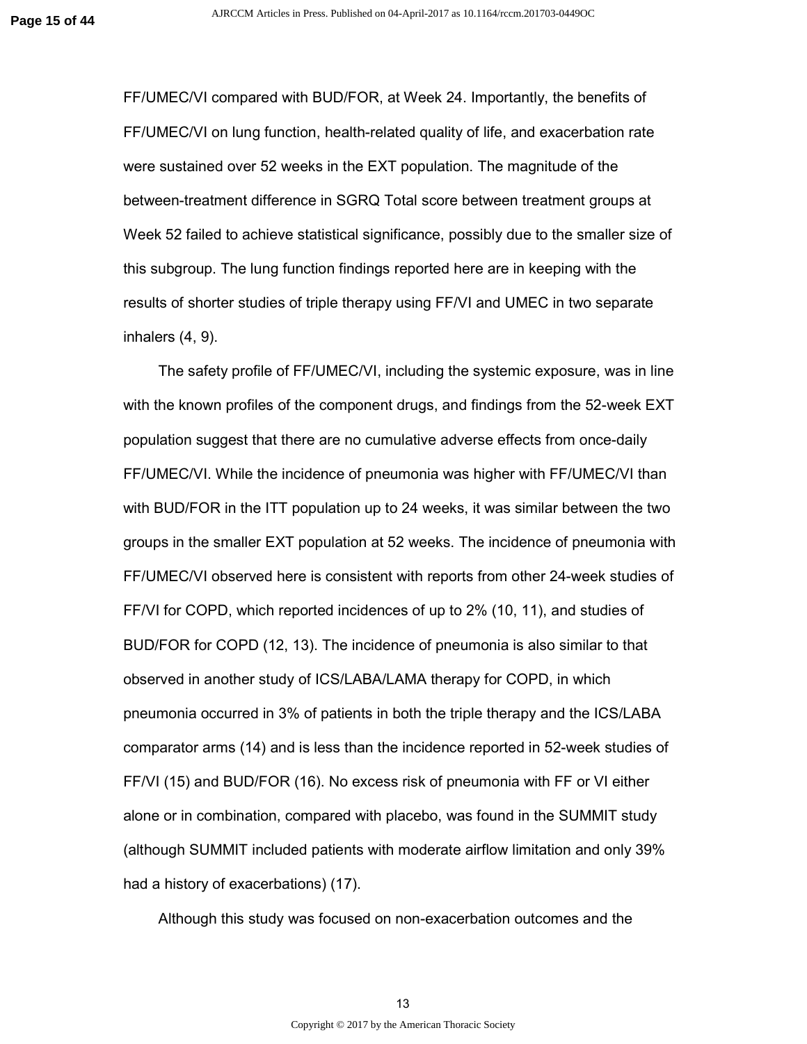FF/UMEC/VI compared with BUD/FOR, at Week 24. Importantly, the benefits of FF/UMEC/VI on lung function, health-related quality of life, and exacerbation rate were sustained over 52 weeks in the EXT population. The magnitude of the between-treatment difference in SGRQ Total score between treatment groups at Week 52 failed to achieve statistical significance, possibly due to the smaller size of this subgroup. The lung function findings reported here are in keeping with the results of shorter studies of triple therapy using FF/VI and UMEC in two separate inhalers (4, 9).

The safety profile of FF/UMEC/VI, including the systemic exposure, was in line with the known profiles of the component drugs, and findings from the 52-week EXT population suggest that there are no cumulative adverse effects from once-daily FF/UMEC/VI. While the incidence of pneumonia was higher with FF/UMEC/VI than with BUD/FOR in the ITT population up to 24 weeks, it was similar between the two groups in the smaller EXT population at 52 weeks. The incidence of pneumonia with FF/UMEC/VI observed here is consistent with reports from other 24-week studies of FF/VI for COPD, which reported incidences of up to 2% (10, 11), and studies of BUD/FOR for COPD (12, 13). The incidence of pneumonia is also similar to that observed in another study of ICS/LABA/LAMA therapy for COPD, in which pneumonia occurred in 3% of patients in both the triple therapy and the ICS/LABA comparator arms (14) and is less than the incidence reported in 52-week studies of FF/VI (15) and BUD/FOR (16). No excess risk of pneumonia with FF or VI either alone or in combination, compared with placebo, was found in the SUMMIT study (although SUMMIT included patients with moderate airflow limitation and only 39% had a history of exacerbations) (17).

Although this study was focused on non-exacerbation outcomes and the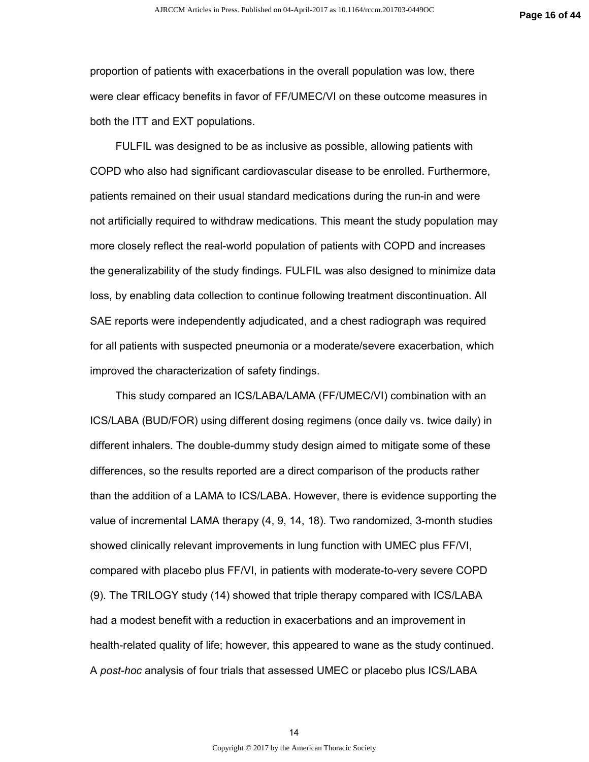proportion of patients with exacerbations in the overall population was low, there were clear efficacy benefits in favor of FF/UMEC/VI on these outcome measures in both the ITT and EXT populations.

FULFIL was designed to be as inclusive as possible, allowing patients with COPD who also had significant cardiovascular disease to be enrolled. Furthermore, patients remained on their usual standard medications during the run-in and were not artificially required to withdraw medications. This meant the study population may more closely reflect the real-world population of patients with COPD and increases the generalizability of the study findings. FULFIL was also designed to minimize data loss, by enabling data collection to continue following treatment discontinuation. All SAE reports were independently adjudicated, and a chest radiograph was required for all patients with suspected pneumonia or a moderate/severe exacerbation, which improved the characterization of safety findings.

This study compared an ICS/LABA/LAMA (FF/UMEC/VI) combination with an ICS/LABA (BUD/FOR) using different dosing regimens (once daily vs. twice daily) in different inhalers. The double-dummy study design aimed to mitigate some of these differences, so the results reported are a direct comparison of the products rather than the addition of a LAMA to ICS/LABA. However, there is evidence supporting the value of incremental LAMA therapy (4, 9, 14, 18). Two randomized, 3-month studies showed clinically relevant improvements in lung function with UMEC plus FF/VI, compared with placebo plus FF/VI, in patients with moderate-to-very severe COPD (9). The TRILOGY study (14) showed that triple therapy compared with ICS/LABA had a modest benefit with a reduction in exacerbations and an improvement in health-related quality of life; however, this appeared to wane as the study continued. A *post-hoc* analysis of four trials that assessed UMEC or placebo plus ICS/LABA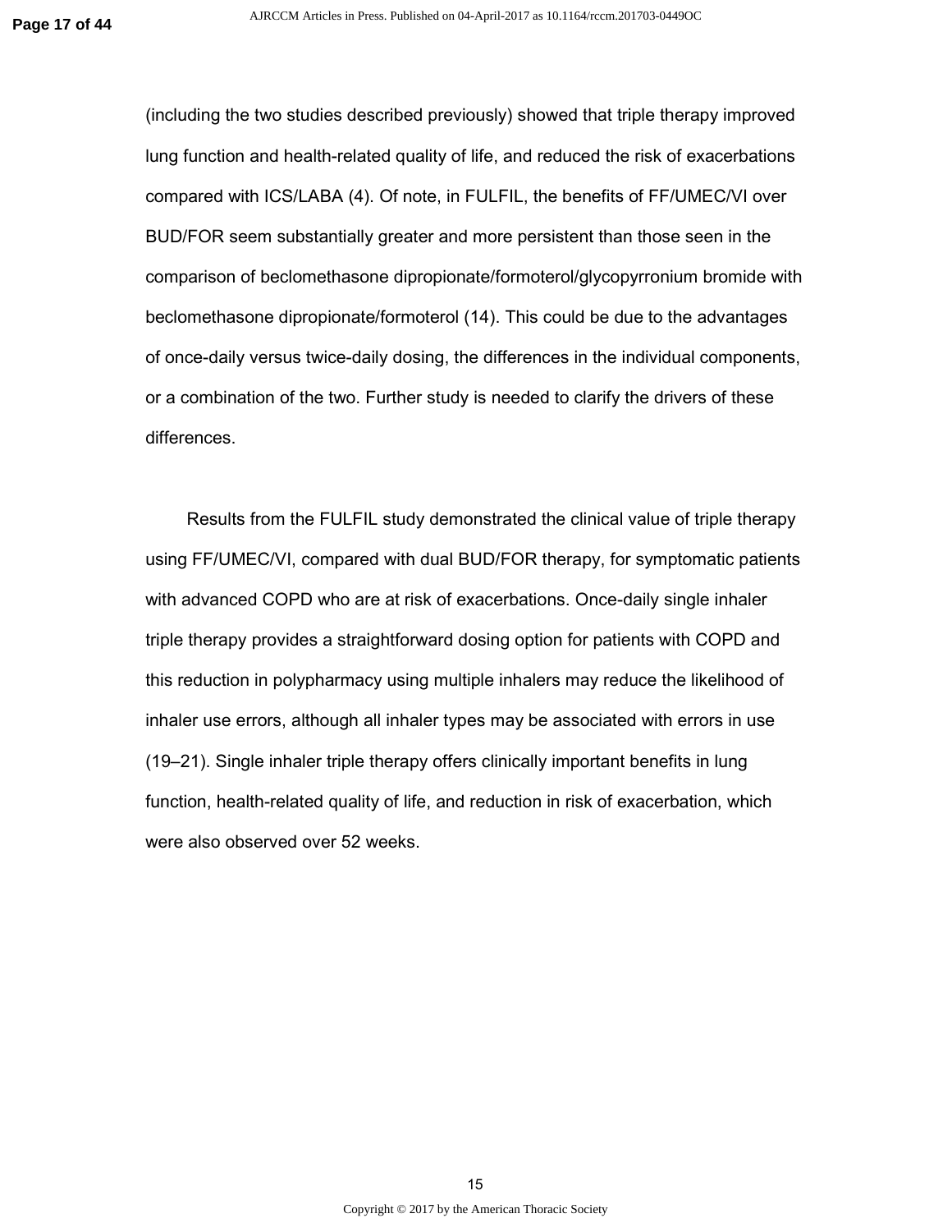(including the two studies described previously) showed that triple therapy improved lung function and health-related quality of life, and reduced the risk of exacerbations compared with ICS/LABA (4). Of note, in FULFIL, the benefits of FF/UMEC/VI over BUD/FOR seem substantially greater and more persistent than those seen in the comparison of beclomethasone dipropionate/formoterol/glycopyrronium bromide with beclomethasone dipropionate/formoterol (14). This could be due to the advantages of once-daily versus twice-daily dosing, the differences in the individual components, or a combination of the two. Further study is needed to clarify the drivers of these differences.

Results from the FULFIL study demonstrated the clinical value of triple therapy using FF/UMEC/VI, compared with dual BUD/FOR therapy, for symptomatic patients with advanced COPD who are at risk of exacerbations. Once-daily single inhaler triple therapy provides a straightforward dosing option for patients with COPD and this reduction in polypharmacy using multiple inhalers may reduce the likelihood of inhaler use errors, although all inhaler types may be associated with errors in use (19–21). Single inhaler triple therapy offers clinically important benefits in lung function, health-related quality of life, and reduction in risk of exacerbation, which were also observed over 52 weeks.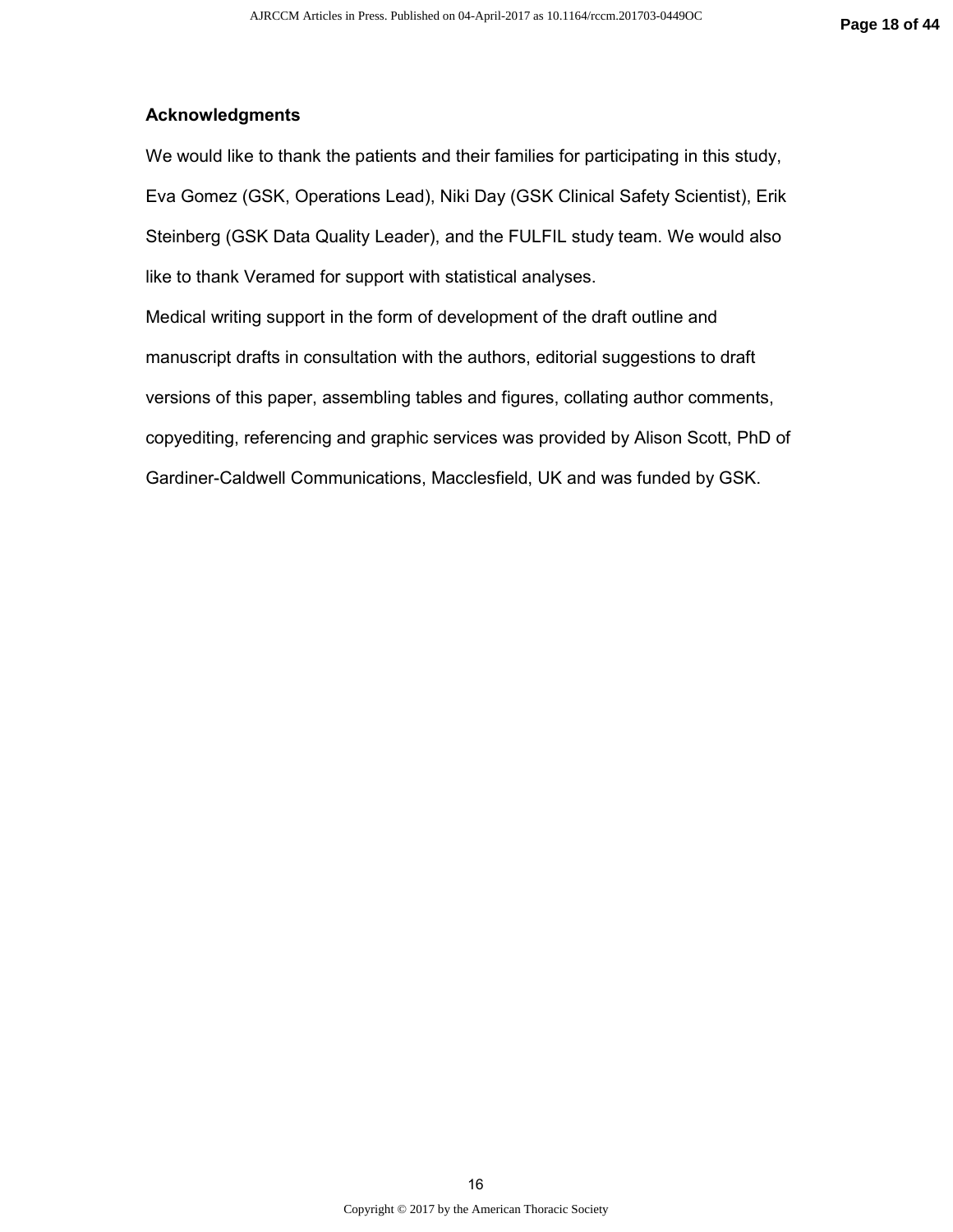## Acknowledgments

We would like to thank the patients and their families for participating in this study, Eva Gomez (GSK, Operations Lead), Niki Day (GSK Clinical Safety Scientist), Erik Steinberg (GSK Data Quality Leader), and the FULFIL study team. We would also like to thank Veramed for support with statistical analyses.

Medical writing support in the form of development of the draft outline and manuscript drafts in consultation with the authors, editorial suggestions to draft versions of this paper, assembling tables and figures, collating author comments, copyediting, referencing and graphic services was provided by Alison Scott, PhD of Gardiner-Caldwell Communications, Macclesfield, UK and was funded by GSK.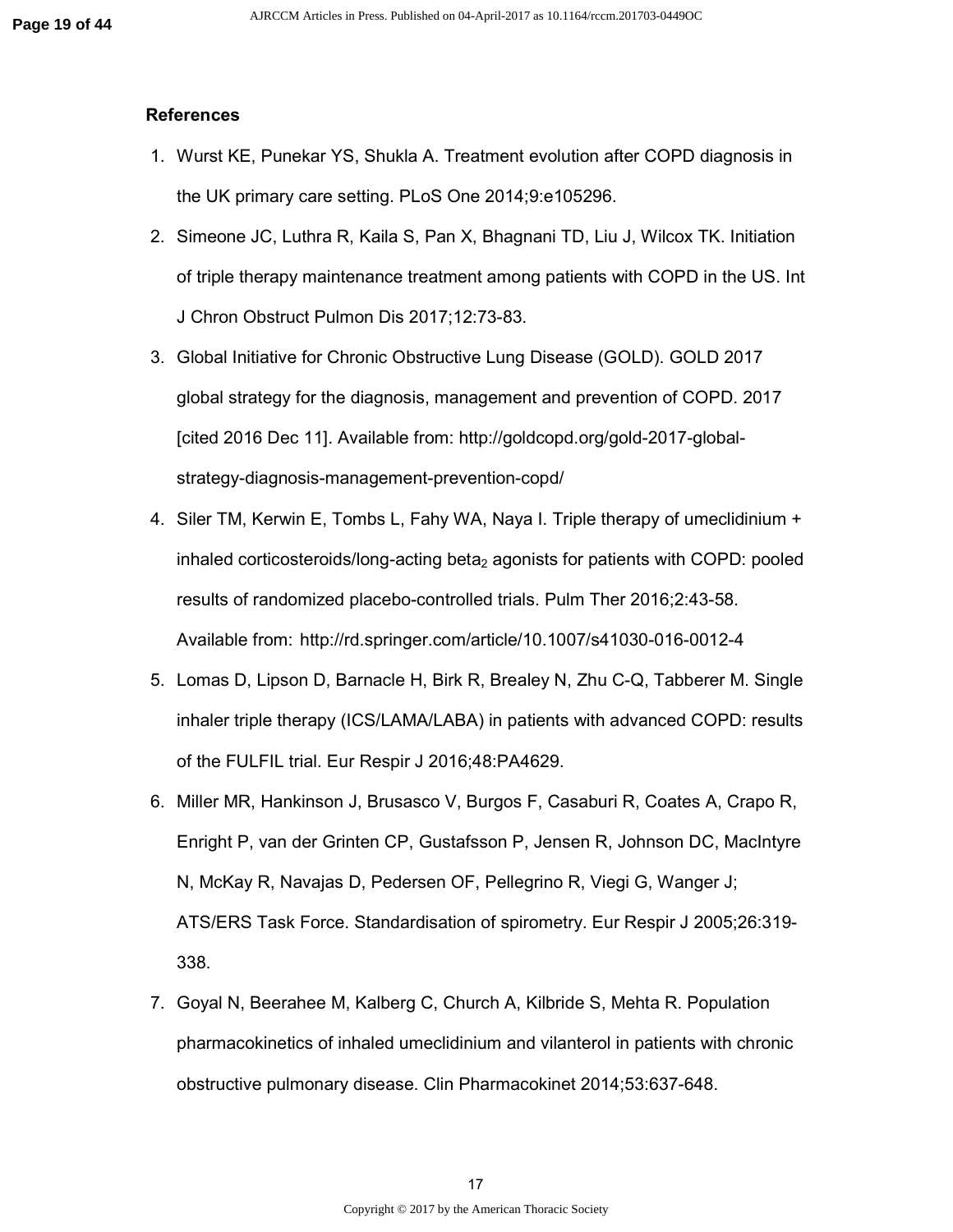## References

1. Wurst KE, Punekar YS, Shukla A. Treatment evolution after COPD diagnosis in the UK primary care setting. PLoS One 2014;9:e105296.
2. Simeone JC, Luthra R, Kaila S, Pan X, Bhagnani TD, Liu J, Wilcox TK. Initiation of triple therapy maintenance treatment among patients with COPD in the US. Int J Chron Obstruct Pulmon Dis 2017;12:73-83.
3. Global Initiative for Chronic Obstructive Lung Disease (GOLD). GOLD 2017 global strategy for the diagnosis, management and prevention of COPD. 2017 [cited 2016 Dec 11]. Available from: http://goldcopd.org/gold-2017-global-strategy-diagnosis-management-prevention-copd/
4. Siler TM, Kerwin E, Tombs L, Fahy WA, Naya I. Triple therapy of umeclidinium + inhaled corticosteroids/long-acting beta$_2$ agonists for patients with COPD: pooled results of randomized placebo-controlled trials. Pulm Ther 2016;2:43-58. Available from: http://rd.springer.com/article/10.1007/s41030-016-0012-4
5. Lomas D, Lipson D, Barnacle H, Birk R, Brealey N, Zhu C-Q, Tabberer M. Single inhaler triple therapy (ICS/LAMA/LABA) in patients with advanced COPD: results of the FULFIL trial. Eur Respir J 2016;48:PA4629.
6. Miller MR, Hankinson J, Brusasco V, Burgos F, Casaburi R, Coates A, Crapo R, Enright P, van der Grinten CP, Gustafsson P, Jensen R, Johnson DC, MacIntyre N, McKay R, Navajas D, Pedersen OF, Pellegrino R, Viegi G, Wanger J; ATS/ERS Task Force. Standardisation of spirometry. Eur Respir J 2005;26:319-338.
7. Goyal N, Beerahee M, Kalberg C, Church A, Kilbride S, Mehta R. Population pharmacokinetics of inhaled umeclidinium and vilanterol in patients with chronic obstructive pulmonary disease. Clin Pharmacokinet 2014;53:637-648.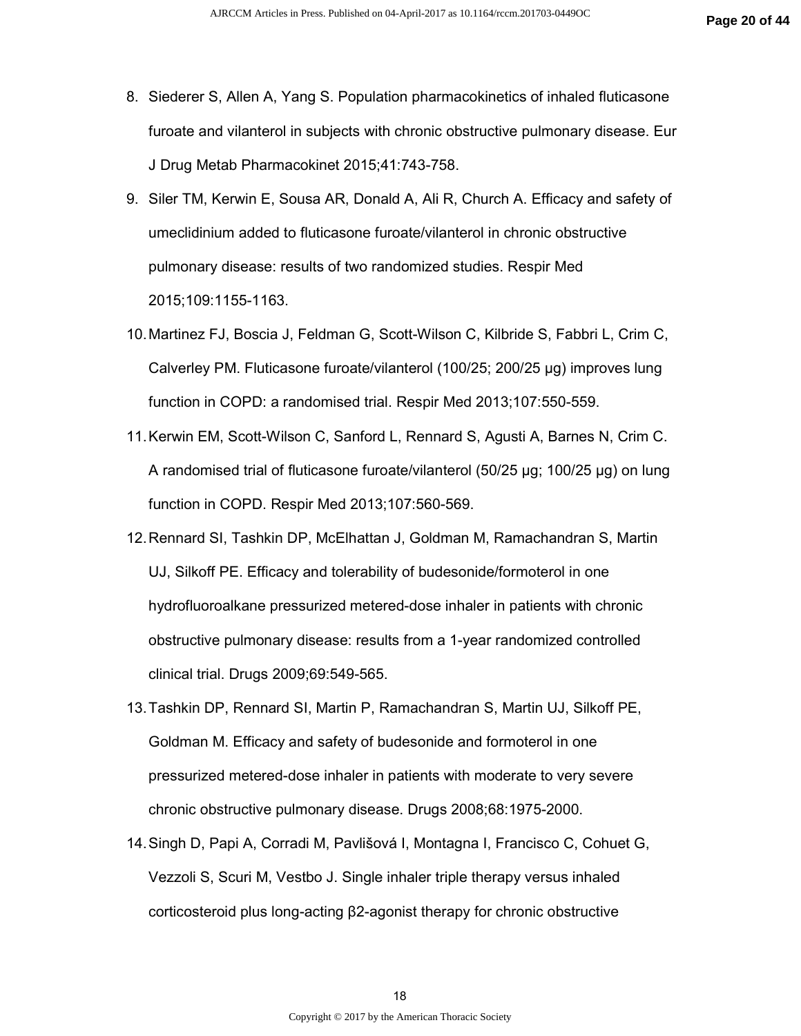8. Siederer S, Allen A, Yang S. Population pharmacokinetics of inhaled fluticasone furoate and vilanterol in subjects with chronic obstructive pulmonary disease. Eur J Drug Metab Pharmacokinet 2015;41:743-758.
9. Siler TM, Kerwin E, Sousa AR, Donald A, Ali R, Church A. Efficacy and safety of umeclidinium added to fluticasone furoate/vilanterol in chronic obstructive pulmonary disease: results of two randomized studies. Respir Med 2015;109:1155-1163.
10. Martinez FJ, Boscia J, Feldman G, Scott-Wilson C, Kilbride S, Fabbri L, Crim C, Calverley PM. Fluticasone furoate/vilanterol (100/25; 200/25 μg) improves lung function in COPD: a randomised trial. Respir Med 2013;107:550-559.
11. Kerwin EM, Scott-Wilson C, Sanford L, Rennard S, Agusti A, Barnes N, Crim C. A randomised trial of fluticasone furoate/vilanterol (50/25 μg; 100/25 μg) on lung function in COPD. Respir Med 2013;107:560-569.
12. Rennard SI, Tashkin DP, McElhattan J, Goldman M, Ramachandran S, Martin UJ, Silkoff PE. Efficacy and tolerability of budesonide/formoterol in one hydrofluoroalkane pressurized metered-dose inhaler in patients with chronic obstructive pulmonary disease: results from a 1-year randomized controlled clinical trial. Drugs 2009;69:549-565.
13. Tashkin DP, Rennard SI, Martin P, Ramachandran S, Martin UJ, Silkoff PE, Goldman M. Efficacy and safety of budesonide and formoterol in one pressurized metered-dose inhaler in patients with moderate to very severe chronic obstructive pulmonary disease. Drugs 2008;68:1975-2000.
14. Singh D, Papi A, Corradi M, Pavlišová I, Montagna I, Francisco C, Cohuet G, Vezzoli S, Scuri M, Vestbo J. Single inhaler triple therapy versus inhaled corticosteroid plus long-acting β2-agonist therapy for chronic obstructive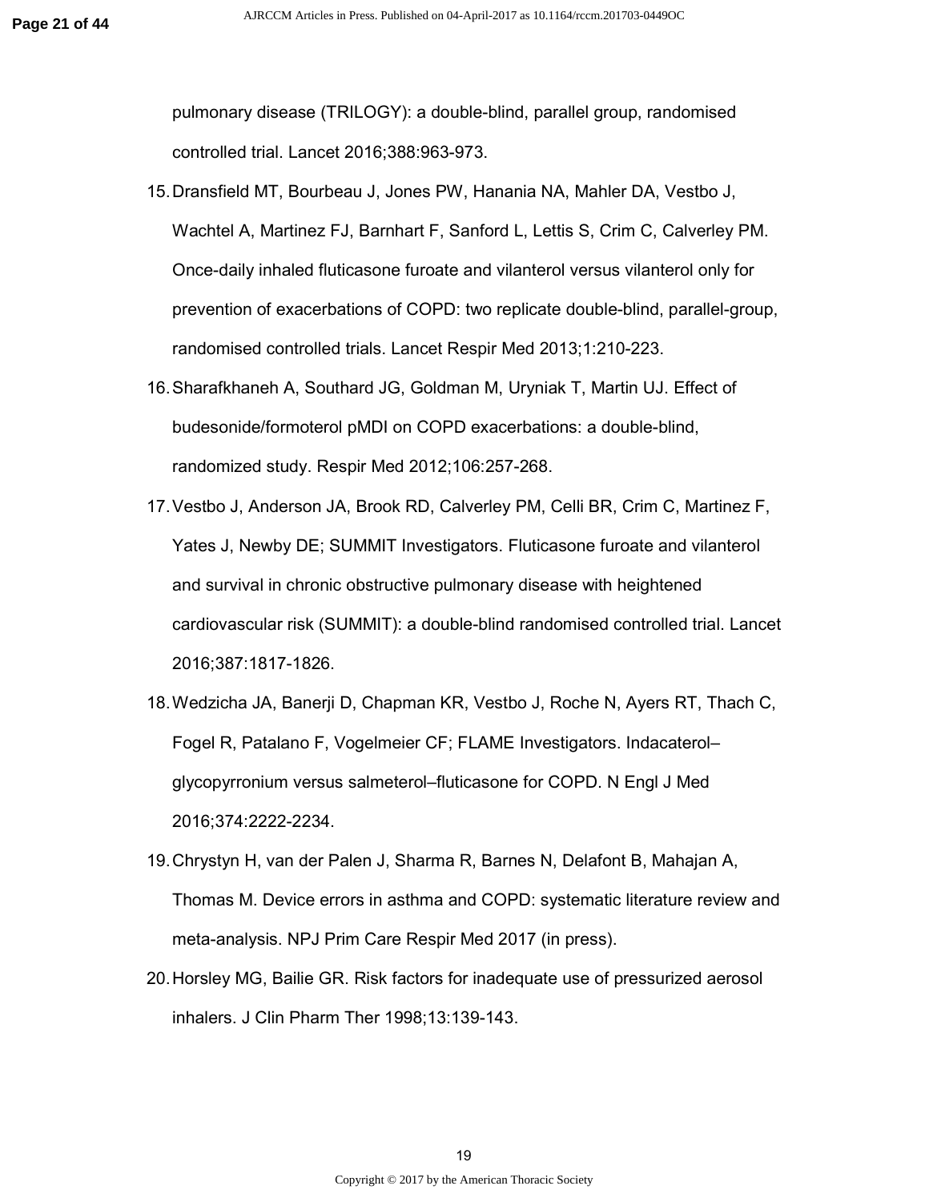pulmonary disease (TRILOGY): a double-blind, parallel group, randomised controlled trial. Lancet 2016;388:963-973.

15. Dransfield MT, Bourbeau J, Jones PW, Hanania NA, Mahler DA, Vestbo J, Wachtel A, Martinez FJ, Barnhart F, Sanford L, Lettis S, Crim C, Calverley PM. Once-daily inhaled fluticasone furoate and vilanterol versus vilanterol only for prevention of exacerbations of COPD: two replicate double-blind, parallel-group, randomised controlled trials. Lancet Respir Med 2013;1:210-223.
16. Sharafkhaneh A, Southard JG, Goldman M, Uryniak T, Martin UJ. Effect of budesonide/formoterol pMDI on COPD exacerbations: a double-blind, randomized study. Respir Med 2012;106:257-268.
17. Vestbo J, Anderson JA, Brook RD, Calverley PM, Celli BR, Crim C, Martinez F, Yates J, Newby DE; SUMMIT Investigators. Fluticasone furoate and vilanterol and survival in chronic obstructive pulmonary disease with heightened cardiovascular risk (SUMMIT): a double-blind randomised controlled trial. Lancet 2016;387:1817-1826.
18. Wedzicha JA, Banerji D, Chapman KR, Vestbo J, Roche N, Ayers RT, Thach C, Fogel R, Patalano F, Vogelmeier CF; FLAME Investigators. Indacaterol–glycopyrronium versus salmeterol–fluticasone for COPD. N Engl J Med 2016;374:2222-2234.
19. Chrystyn H, van der Palen J, Sharma R, Barnes N, Delafont B, Mahajan A, Thomas M. Device errors in asthma and COPD: systematic literature review and meta-analysis. NPJ Prim Care Respir Med 2017 (in press).
20. Horsley MG, Bailie GR. Risk factors for inadequate use of pressurized aerosol inhalers. J Clin Pharm Ther 1998;13:139-143.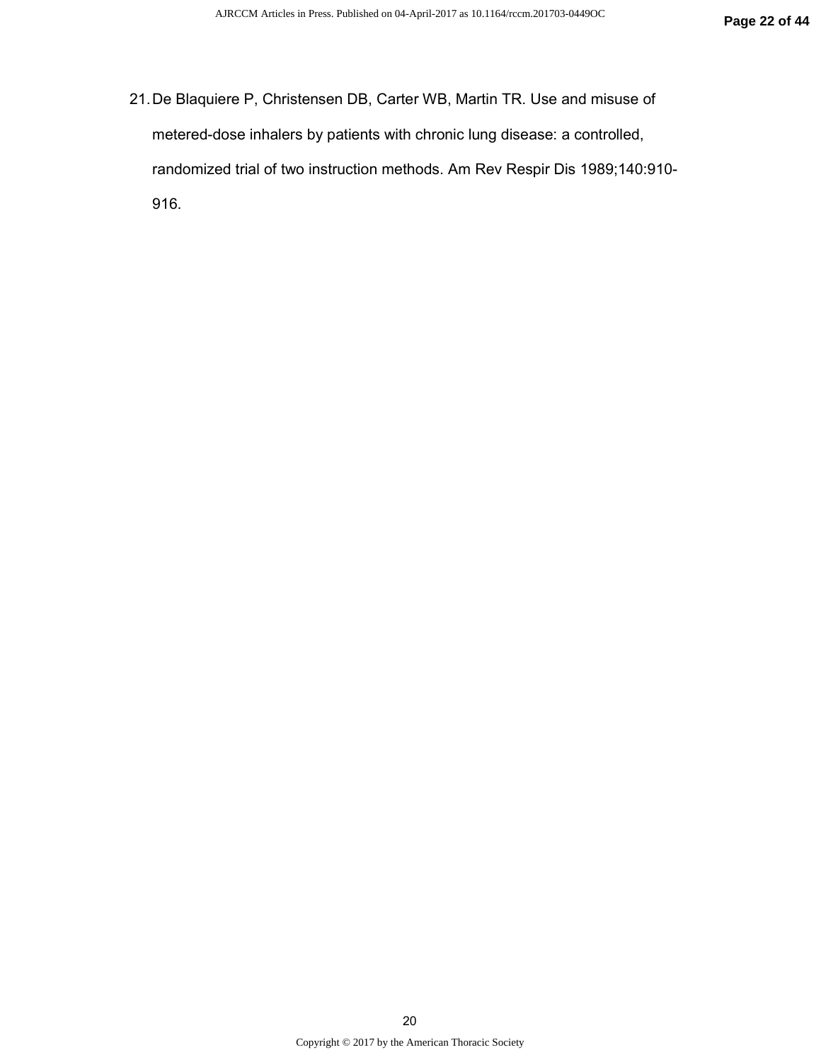21. De Blaquiere P, Christensen DB, Carter WB, Martin TR. Use and misuse of metered-dose inhalers by patients with chronic lung disease: a controlled, randomized trial of two instruction methods. Am Rev Respir Dis 1989;140:910-916.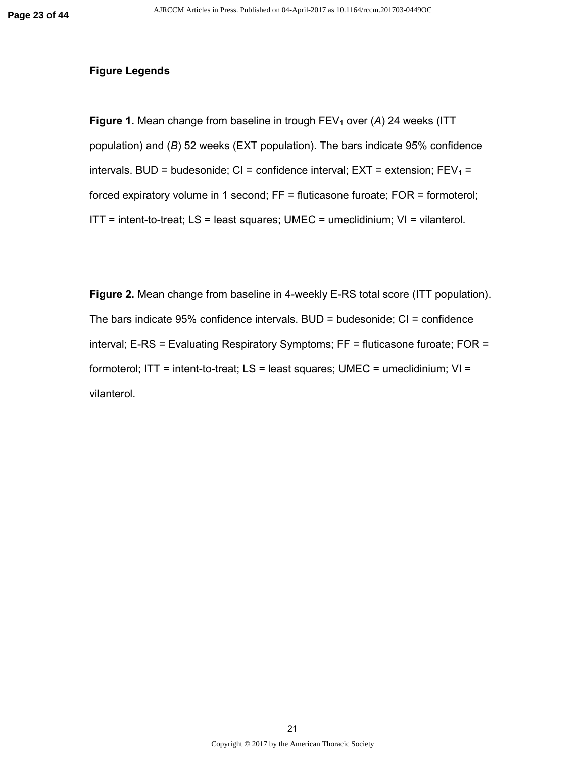**Figure Legends**

**Figure 1.** Mean change from baseline in trough $FEV_1$ over (*A*) 24 weeks (ITT population) and (*B*) 52 weeks (EXT population). The bars indicate 95% confidence intervals. BUD = budesonide; CI = confidence interval; EXT = extension; $FEV_1$ = forced expiratory volume in 1 second; FF = fluticasone furoate; FOR = formoterol; ITT = intent-to-treat; LS = least squares; UMEC = umeclidinium; VI = vilanterol.

**Figure 2.** Mean change from baseline in 4-weekly E-RS total score (ITT population). The bars indicate 95% confidence intervals. BUD = budesonide; CI = confidence interval; E-RS = Evaluating Respiratory Symptoms; FF = fluticasone furoate; FOR = formoterol; ITT = intent-to-treat; LS = least squares; UMEC = umeclidinium; VI = vilanterol.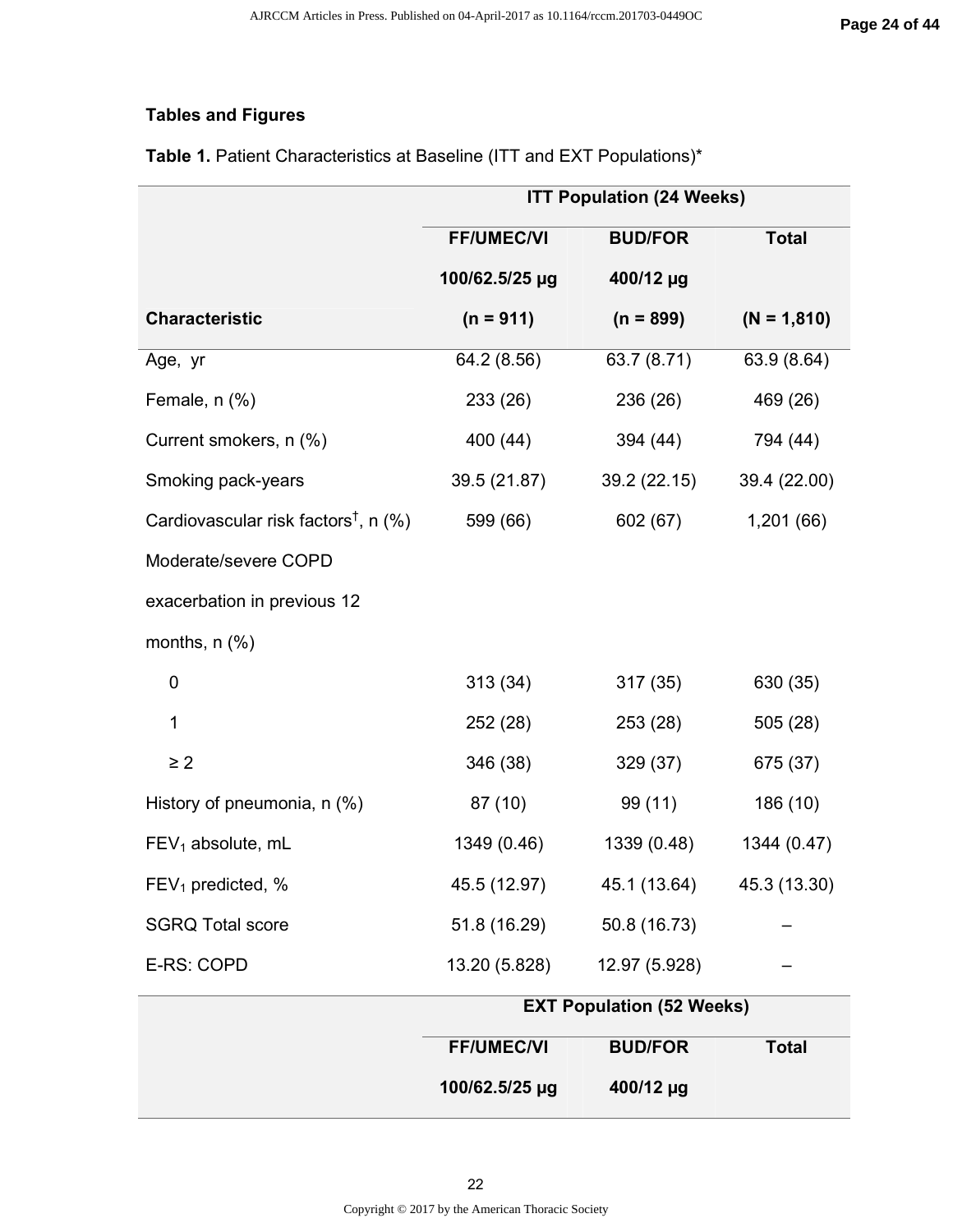## Tables and Figures

**Table 1.** Patient Characteristics at Baseline (ITT and EXT Populations)*

| | **ITT Population (24 Weeks)** | | |
|---|---|---|---|
| **Characteristic** | **FF/UMEC/VI 100/62.5/25 µg (n = 911)** | **BUD/FOR 400/12 µg (n = 899)** | **Total (N = 1,810)** |
| Age, yr | 64.2 (8.56) | 63.7 (8.71) | 63.9 (8.64) |
| Female, n (%) | 233 (26) | 236 (26) | 469 (26) |
| Current smokers, n (%) | 400 (44) | 394 (44) | 794 (44) |
| Smoking pack-years | 39.5 (21.87) | 39.2 (22.15) | 39.4 (22.00) |
| Cardiovascular risk factors[†], n (%) | 599 (66) | 602 (67) | 1,201 (66) |
| Moderate/severe COPD exacerbation in previous 12 months, n (%) | | | |
| 0 | 313 (34) | 317 (35) | 630 (35) |
| 1 | 252 (28) | 253 (28) | 505 (28) |
| ≥ 2 | 346 (38) | 329 (37) | 675 (37) |
| History of pneumonia, n (%) | 87 (10) | 99 (11) | 186 (10) |
| $FEV_1$ absolute, mL | 1349 (0.46) | 1339 (0.48) | 1344 (0.47) |
| $FEV_1$ predicted, % | 45.5 (12.97) | 45.1 (13.64) | 45.3 (13.30) |
| SGRQ Total score | 51.8 (16.29) | 50.8 (16.73) | – |
| E-RS: COPD | 13.20 (5.828) | 12.97 (5.928) | – |
| | **EXT Population (52 Weeks)** | | |
| | **FF/UMEC/VI 100/62.5/25 µg** | **BUD/FOR 400/12 µg** | **Total** |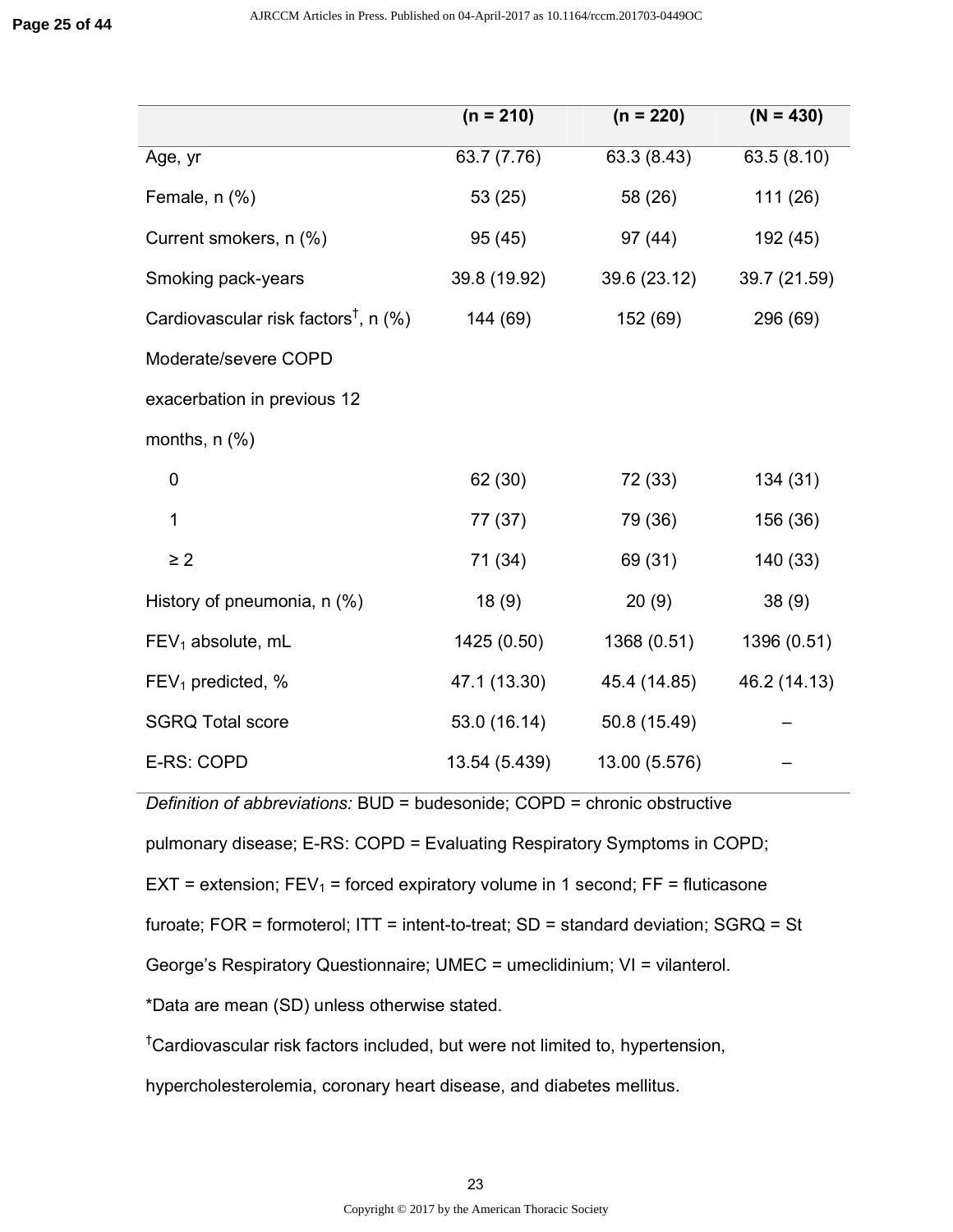| | (n = 210) | (n = 220) | (N = 430) |
|---|---|---|---|
| Age, yr | 63.7 (7.76) | 63.3 (8.43) | 63.5 (8.10) |
| Female, n (%) | 53 (25) | 58 (26) | 111 (26) |
| Current smokers, n (%) | 95 (45) | 97 (44) | 192 (45) |
| Smoking pack-years | 39.8 (19.92) | 39.6 (23.12) | 39.7 (21.59) |
| Cardiovascular risk factors†, n (%) | 144 (69) | 152 (69) | 296 (69) |
| Moderate/severe COPD exacerbation in previous 12 months, n (%) | | | |
| 0 | 62 (30) | 72 (33) | 134 (31) |
| 1 | 77 (37) | 79 (36) | 156 (36) |
| ≥ 2 | 71 (34) | 69 (31) | 140 (33) |
| History of pneumonia, n (%) | 18 (9) | 20 (9) | 38 (9) |
| $FEV_1$ absolute, mL | 1425 (0.50) | 1368 (0.51) | 1396 (0.51) |
| $FEV_1$ predicted, % | 47.1 (13.30) | 45.4 (14.85) | 46.2 (14.13) |
| SGRQ Total score | 53.0 (16.14) | 50.8 (15.49) | – |
| E-RS: COPD | 13.54 (5.439) | 13.00 (5.576) | – |

*Definition of abbreviations:* BUD = budesonide; COPD = chronic obstructive pulmonary disease; E-RS: COPD = Evaluating Respiratory Symptoms in COPD; EXT = extension; $FEV_1$ = forced expiratory volume in 1 second; FF = fluticasone furoate; FOR = formoterol; ITT = intent-to-treat; SD = standard deviation; SGRQ = St George's Respiratory Questionnaire; UMEC = umeclidinium; VI = vilanterol.

*Data are mean (SD) unless otherwise stated.

†Cardiovascular risk factors included, but were not limited to, hypertension, hypercholesterolemia, coronary heart disease, and diabetes mellitus.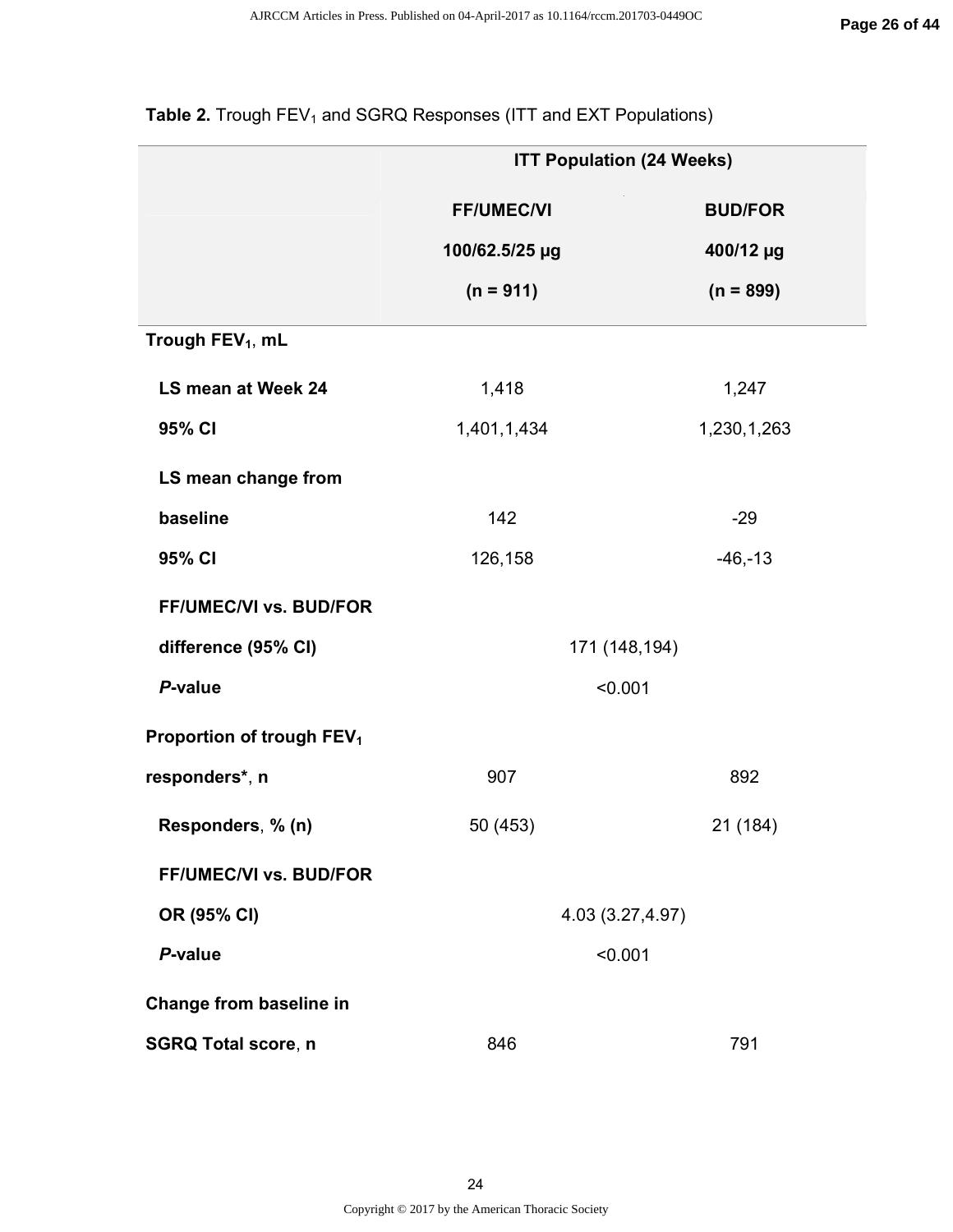**Table 2.** Trough $FEV_1$ and SGRQ Responses (ITT and EXT Populations)

| | ITT Population (24 Weeks) | |
|---|---|---|
| | FF/UMEC/VI 100/62.5/25 µg (n = 911) | BUD/FOR 400/12 µg (n = 899) |
| **Trough $FEV_1$, mL** | | |
| **LS mean at Week 24** | 1,418 | 1,247 |
| **95% CI** | 1,401,1,434 | 1,230,1,263 |
| **LS mean change from baseline** | 142 | -29 |
| **95% CI** | 126,158 | -46,-13 |
| **FF/UMEC/VI vs. BUD/FOR difference (95% CI)** | 171 (148,194) | |
| ***P*-value** | <0.001 | |
| **Proportion of trough $FEV_1$ responders*, n** | 907 | 892 |
| **Responders, % (n)** | 50 (453) | 21 (184) |
| **FF/UMEC/VI vs. BUD/FOR OR (95% CI)** | 4.03 (3.27,4.97) | |
| ***P*-value** | <0.001 | |
| **Change from baseline in SGRQ Total score, n** | 846 | 791 |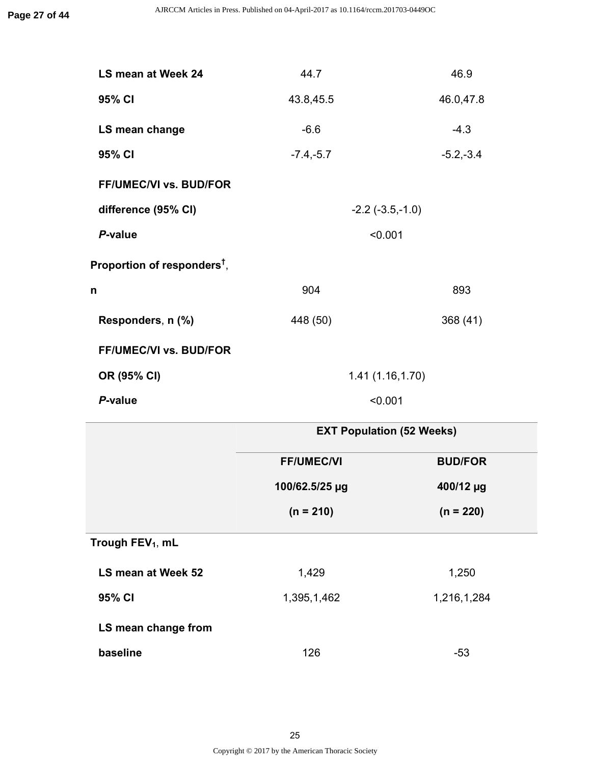| | | |
|---|---|---|
| **LS mean at Week 24** | 44.7 | 46.9 |
| **95% CI** | 43.8,45.5 | 46.0,47.8 |
| **LS mean change** | -6.6 | -4.3 |
| **95% CI** | -7.4,-5.7 | -5.2,-3.4 |
| **FF/UMEC/VI vs. BUD/FOR** | | |
| **difference (95% CI)** | -2.2 (-3.5,-1.0) | |
| ***P*-value** | <0.001 | |
| **Proportion of responders[†], n** | 904 | 893 |
| **Responders, n (%)** | 448 (50) | 368 (41) |
| **FF/UMEC/VI vs. BUD/FOR** | | |
| **OR (95% CI)** | 1.41 (1.16,1.70) | |
| ***P*-value** | <0.001 | |

| | **EXT Population (52 Weeks)** | |
|---|---|---|
| | **FF/UMEC/VI 100/62.5/25 µg (n = 210)** | **BUD/FOR 400/12 µg (n = 220)** |
| **Trough $FEV_1$, mL** | | |
| **LS mean at Week 52** | 1,429 | 1,250 |
| **95% CI** | 1,395,1,462 | 1,216,1,284 |
| **LS mean change from baseline** | 126 | -53 |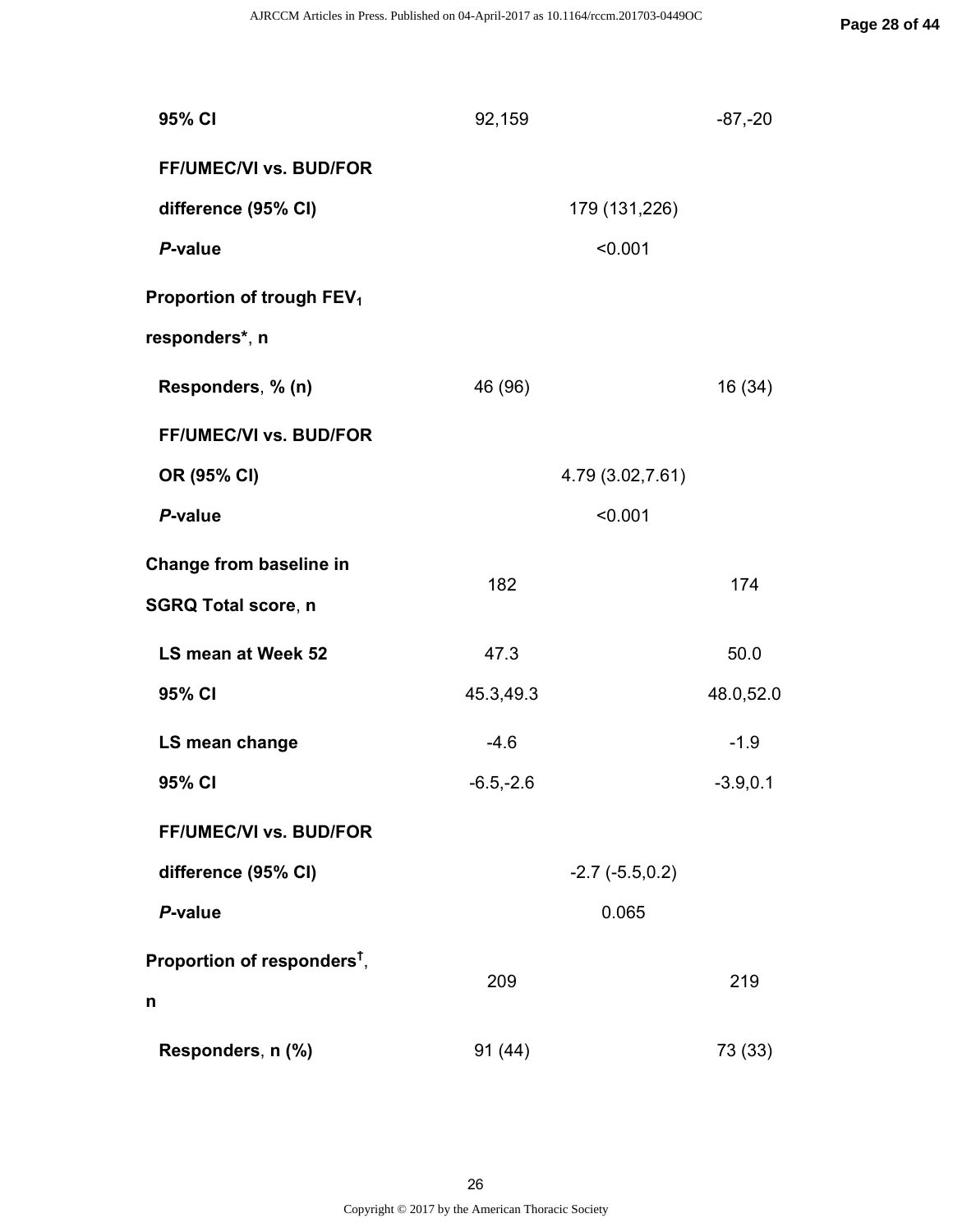| | | |
|---|---|---|
| **95% CI** | 92,159 | -87,-20 |
| **FF/UMEC/VI vs. BUD/FOR difference (95% CI)** | 179 (131,226) | |
| ***P*-value** | <0.001 | |
| **Proportion of trough $FEV_1$ responders\***, **n** | | |
| **Responders**, **% (n)** | 46 (96) | 16 (34) |
| **FF/UMEC/VI vs. BUD/FOR OR (95% CI)** | 4.79 (3.02,7.61) | |
| ***P*-value** | <0.001 | |
| **Change from baseline in SGRQ Total score**, **n** | 182 | 174 |
| **LS mean at Week 52** | 47.3 | 50.0 |
| **95% CI** | 45.3,49.3 | 48.0,52.0 |
| **LS mean change** | -4.6 | -1.9 |
| **95% CI** | -6.5,-2.6 | -3.9,0.1 |
| **FF/UMEC/VI vs. BUD/FOR difference (95% CI)** | -2.7 (-5.5,0.2) | |
| ***P*-value** | 0.065 | |
| **Proportion of responders[†]**, **n** | 209 | 219 |
| **Responders**, **n (%)** | 91 (44) | 73 (33) |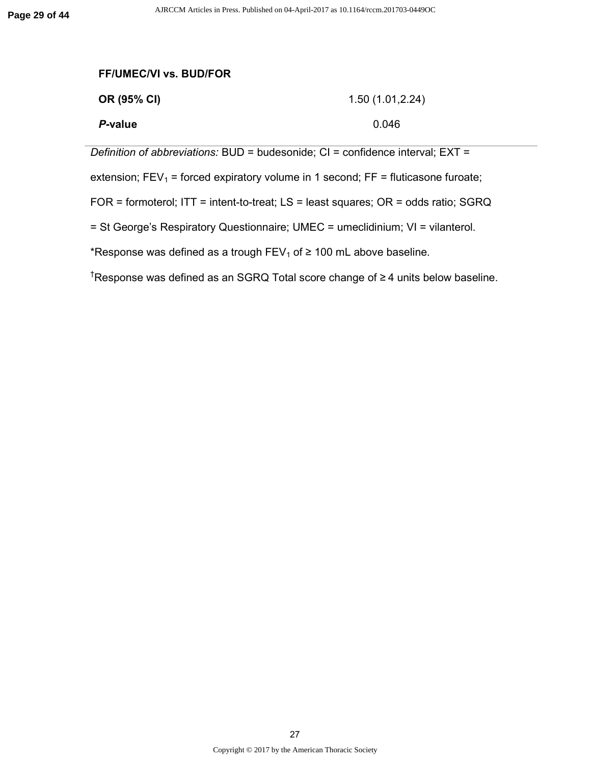| | |
|---|---|
| **FF/UMEC/VI vs. BUD/FOR** | |
| **OR (95% CI)** | 1.50 (1.01,2.24) |
| ***P*-value** | 0.046 |

*Definition of abbreviations:* BUD = budesonide; CI = confidence interval; EXT = extension; $FEV_1$ = forced expiratory volume in 1 second; FF = fluticasone furoate; FOR = formoterol; ITT = intent-to-treat; LS = least squares; OR = odds ratio; SGRQ = St George's Respiratory Questionnaire; UMEC = umeclidinium; VI = vilanterol.

*Response was defined as a trough $FEV_1$ of ≥ 100 mL above baseline.

†Response was defined as an SGRQ Total score change of ≥ 4 units below baseline.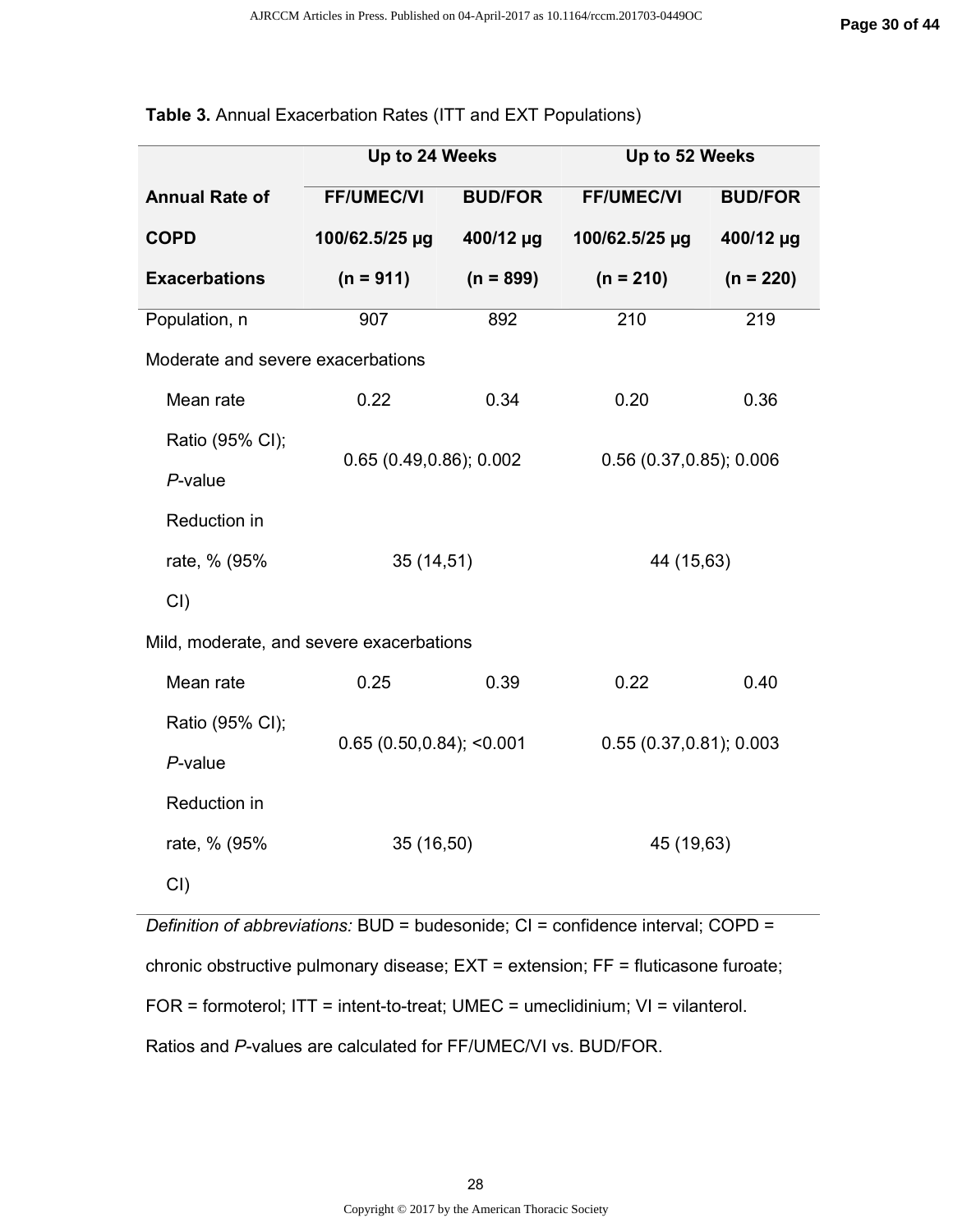**Table 3.** Annual Exacerbation Rates (ITT and EXT Populations)

| Annual Rate of COPD Exacerbations | Up to 24 Weeks | | Up to 52 Weeks | |
|---|---|---|---|---|
| | **FF/UMEC/VI 100/62.5/25 µg (n = 911)** | **BUD/FOR 400/12 µg (n = 899)** | **FF/UMEC/VI 100/62.5/25 µg (n = 210)** | **BUD/FOR 400/12 µg (n = 220)** |
| Population, n | 907 | 892 | 210 | 219 |
| Moderate and severe exacerbations | | | | |
| Mean rate | 0.22 | 0.34 | 0.20 | 0.36 |
| Ratio (95% CI); *P*-value | 0.65 (0.49,0.86); 0.002 | | 0.56 (0.37,0.85); 0.006 | |
| Reduction in rate, % (95% CI) | 35 (14,51) | | 44 (15,63) | |
| Mild, moderate, and severe exacerbations | | | | |
| Mean rate | 0.25 | 0.39 | 0.22 | 0.40 |
| Ratio (95% CI); *P*-value | 0.65 (0.50,0.84); <0.001 | | 0.55 (0.37,0.81); 0.003 | |
| Reduction in rate, % (95% CI) | 35 (16,50) | | 45 (19,63) | |

*Definition of abbreviations:* BUD = budesonide; CI = confidence interval; COPD = chronic obstructive pulmonary disease; EXT = extension; FF = fluticasone furoate; FOR = formoterol; ITT = intent-to-treat; UMEC = umeclidinium; VI = vilanterol.

Ratios and *P*-values are calculated for FF/UMEC/VI vs. BUD/FOR.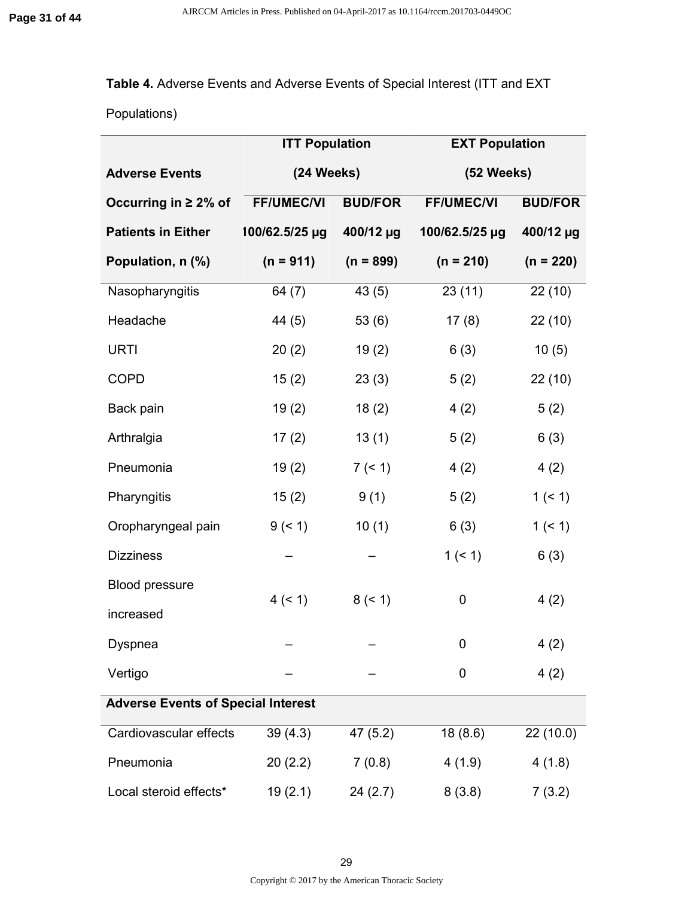**Table 4.** Adverse Events and Adverse Events of Special Interest (ITT and EXT Populations)

| Adverse Events Occurring in ≥ 2% of Patients in Either Population, n (%) | ITT Population (24 Weeks) | | EXT Population (52 Weeks) | |
|---|---|---|---|---|
| | FF/UMEC/VI 100/62.5/25 μg (n = 911) | BUD/FOR 400/12 μg (n = 899) | FF/UMEC/VI 100/62.5/25 μg (n = 210) | BUD/FOR 400/12 μg (n = 220) |
| Nasopharyngitis | 64 (7) | 43 (5) | 23 (11) | 22 (10) |
| Headache | 44 (5) | 53 (6) | 17 (8) | 22 (10) |
| URTI | 20 (2) | 19 (2) | 6 (3) | 10 (5) |
| COPD | 15 (2) | 23 (3) | 5 (2) | 22 (10) |
| Back pain | 19 (2) | 18 (2) | 4 (2) | 5 (2) |
| Arthralgia | 17 (2) | 13 (1) | 5 (2) | 6 (3) |
| Pneumonia | 19 (2) | 7 (< 1) | 4 (2) | 4 (2) |
| Pharyngitis | 15 (2) | 9 (1) | 5 (2) | 1 (< 1) |
| Oropharyngeal pain | 9 (< 1) | 10 (1) | 6 (3) | 1 (< 1) |
| Dizziness | – | – | 1 (< 1) | 6 (3) |
| Blood pressure increased | 4 (< 1) | 8 (< 1) | 0 | 4 (2) |
| Dyspnea | – | – | 0 | 4 (2) |
| Vertigo | – | – | 0 | 4 (2) |
| **Adverse Events of Special Interest** | | | | |
| Cardiovascular effects | 39 (4.3) | 47 (5.2) | 18 (8.6) | 22 (10.0) |
| Pneumonia | 20 (2.2) | 7 (0.8) | 4 (1.9) | 4 (1.8) |
| Local steroid effects* | 19 (2.1) | 24 (2.7) | 8 (3.8) | 7 (3.2) |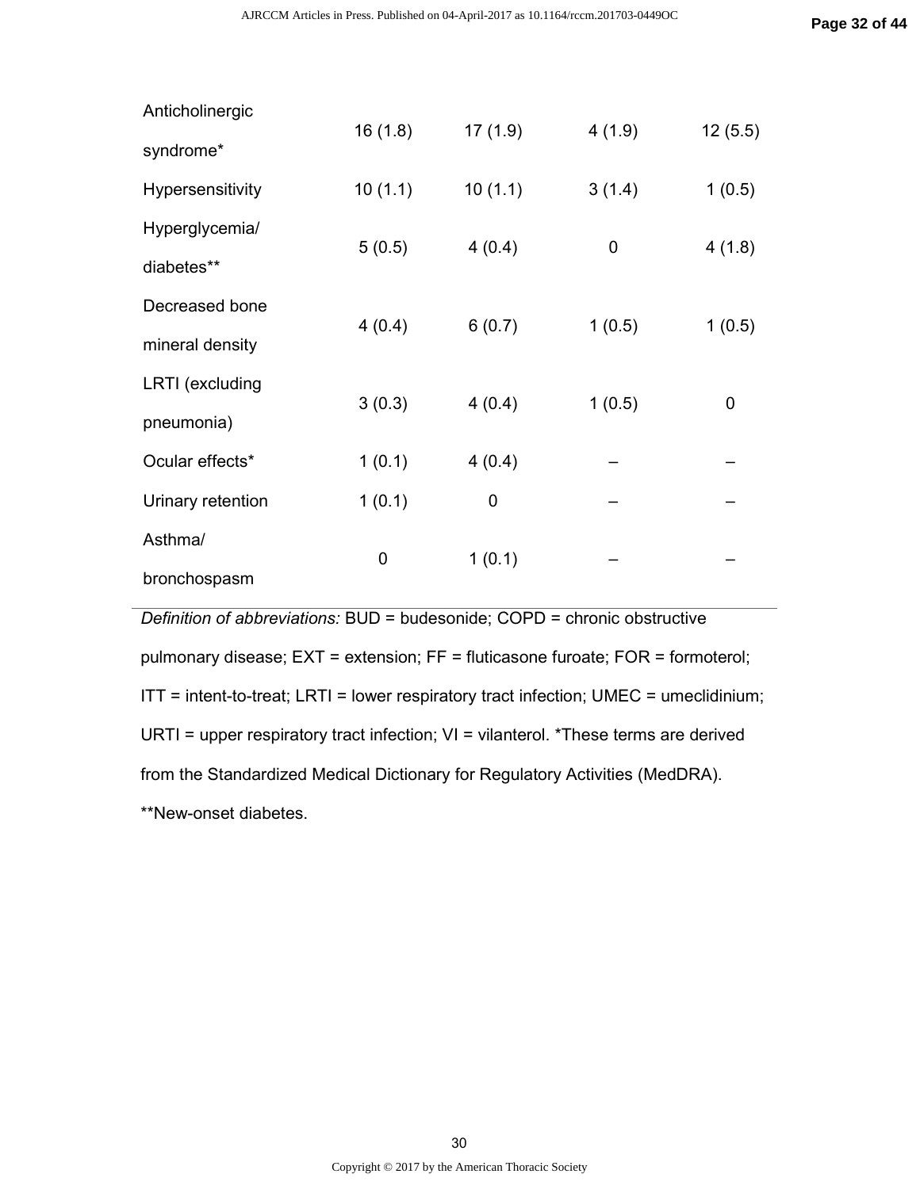| | | | | |
|---|---|---|---|---|
| Anticholinergic syndrome* | 16 (1.8) | 17 (1.9) | 4 (1.9) | 12 (5.5) |
| Hypersensitivity | 10 (1.1) | 10 (1.1) | 3 (1.4) | 1 (0.5) |
| Hyperglycemia/ diabetes** | 5 (0.5) | 4 (0.4) | 0 | 4 (1.8) |
| Decreased bone mineral density | 4 (0.4) | 6 (0.7) | 1 (0.5) | 1 (0.5) |
| LRTI (excluding pneumonia) | 3 (0.3) | 4 (0.4) | 1 (0.5) | 0 |
| Ocular effects* | 1 (0.1) | 4 (0.4) | – | – |
| Urinary retention | 1 (0.1) | 0 | – | – |
| Asthma/ bronchospasm | 0 | 1 (0.1) | – | – |

*Definition of abbreviations:* BUD = budesonide; COPD = chronic obstructive pulmonary disease; EXT = extension; FF = fluticasone furoate; FOR = formoterol; ITT = intent-to-treat; LRTI = lower respiratory tract infection; UMEC = umeclidinium; URTI = upper respiratory tract infection; VI = vilanterol. *These terms are derived from the Standardized Medical Dictionary for Regulatory Activities (MedDRA). **New-onset diabetes.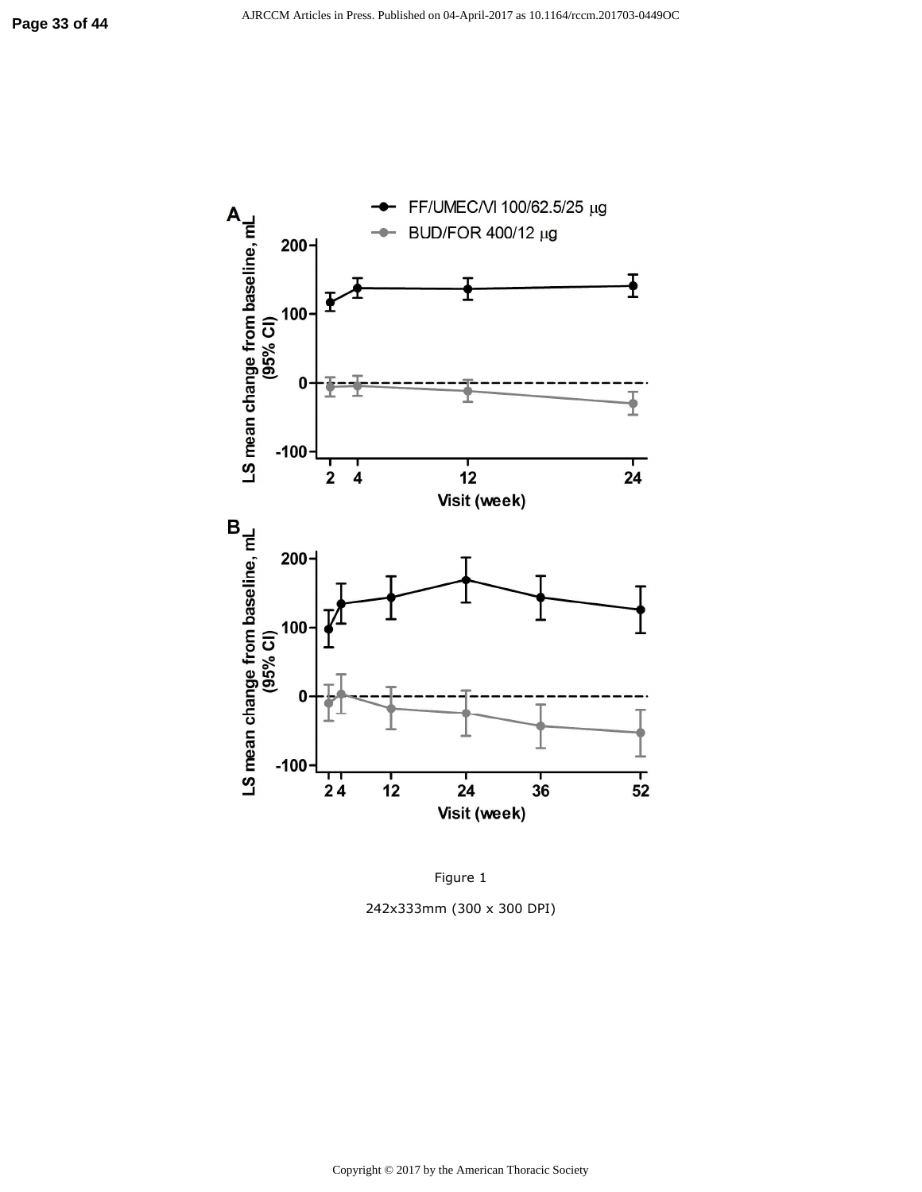Figure 1

242x333mm (300 x 300 DPI)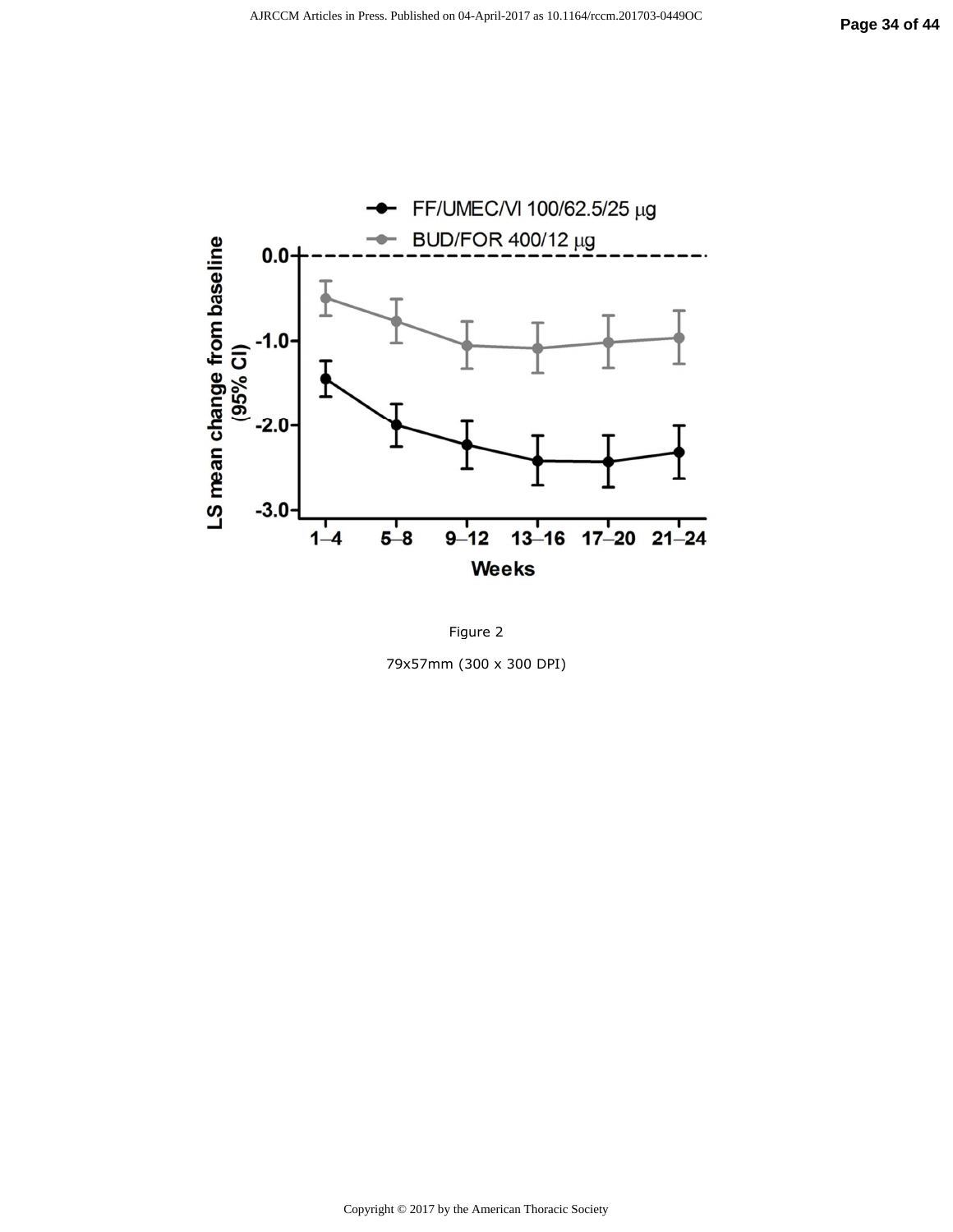Figure 2

79x57mm (300 x 300 DPI)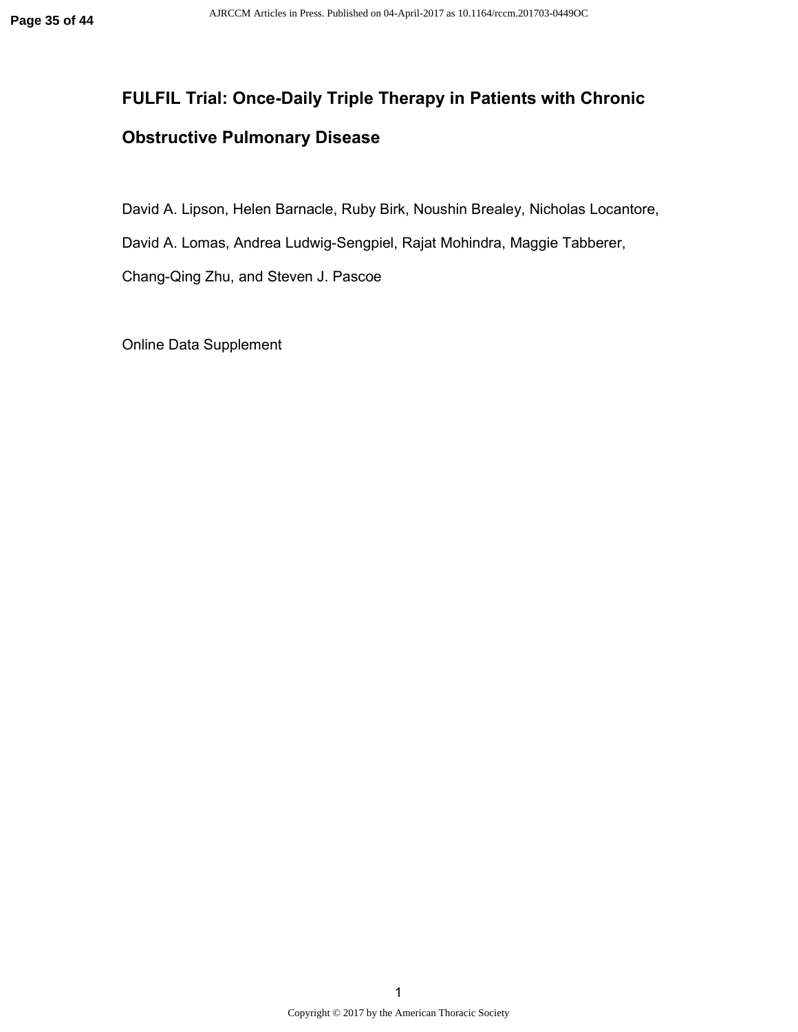# FULFIL Trial: Once-Daily Triple Therapy in Patients with Chronic Obstructive Pulmonary Disease

David A. Lipson, Helen Barnacle, Ruby Birk, Noushin Brealey, Nicholas Locantore, David A. Lomas, Andrea Ludwig-Sengpiel, Rajat Mohindra, Maggie Tabberer, Chang-Qing Zhu, and Steven J. Pascoe

Online Data Supplement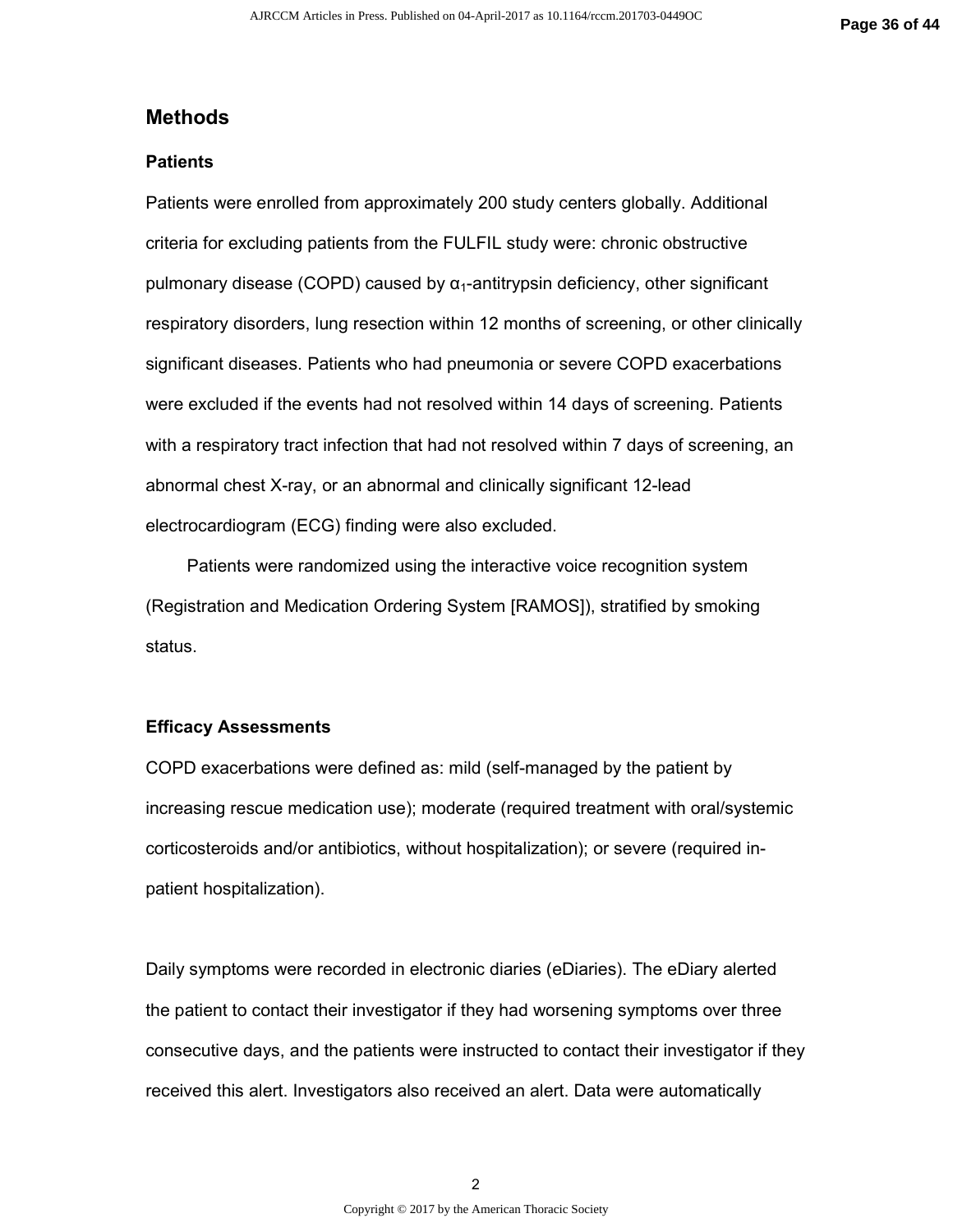## Methods

### Patients

Patients were enrolled from approximately 200 study centers globally. Additional criteria for excluding patients from the FULFIL study were: chronic obstructive pulmonary disease (COPD) caused by $\alpha_1$-antitrypsin deficiency, other significant respiratory disorders, lung resection within 12 months of screening, or other clinically significant diseases. Patients who had pneumonia or severe COPD exacerbations were excluded if the events had not resolved within 14 days of screening. Patients with a respiratory tract infection that had not resolved within 7 days of screening, an abnormal chest X-ray, or an abnormal and clinically significant 12-lead electrocardiogram (ECG) finding were also excluded.

Patients were randomized using the interactive voice recognition system (Registration and Medication Ordering System [RAMOS]), stratified by smoking status.

### Efficacy Assessments

COPD exacerbations were defined as: mild (self-managed by the patient by increasing rescue medication use); moderate (required treatment with oral/systemic corticosteroids and/or antibiotics, without hospitalization); or severe (required in-patient hospitalization).

Daily symptoms were recorded in electronic diaries (eDiaries). The eDiary alerted the patient to contact their investigator if they had worsening symptoms over three consecutive days, and the patients were instructed to contact their investigator if they received this alert. Investigators also received an alert. Data were automatically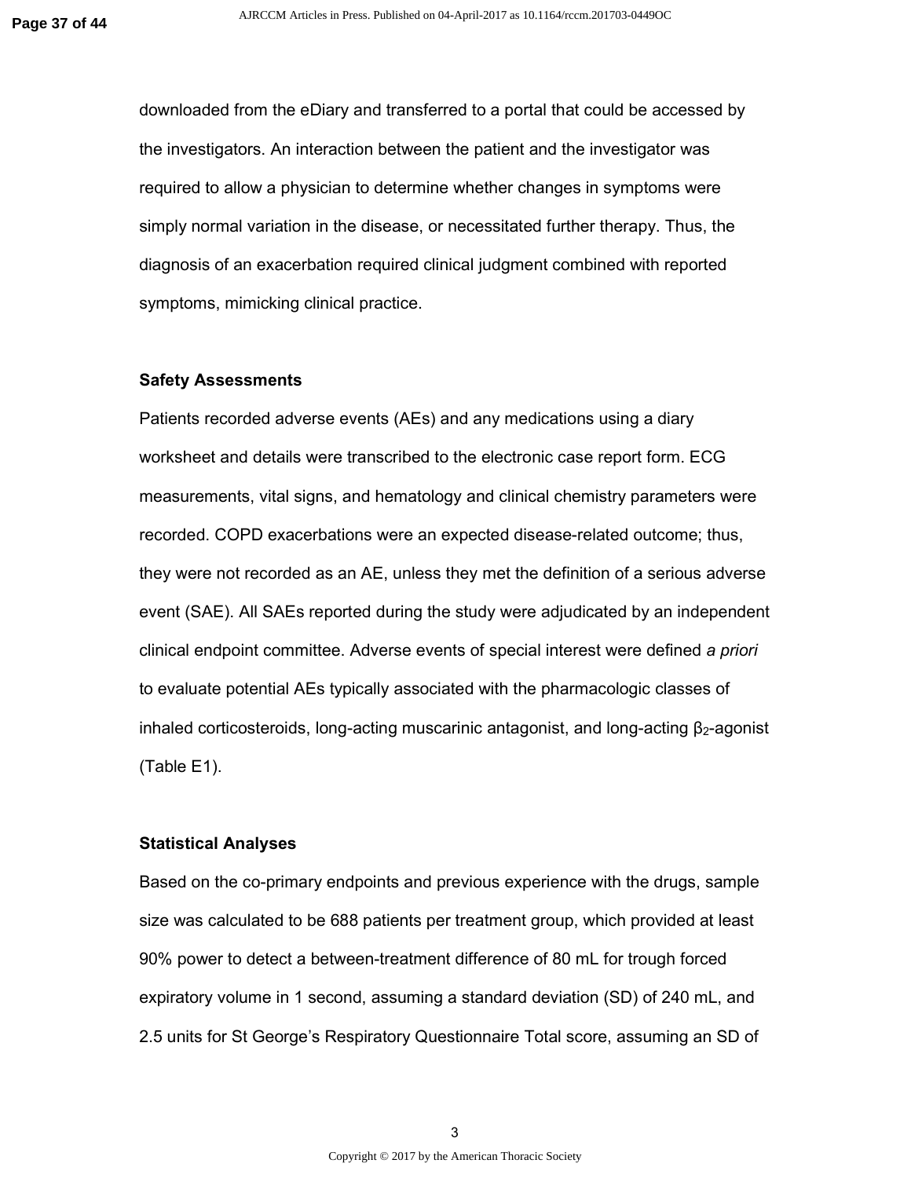downloaded from the eDiary and transferred to a portal that could be accessed by the investigators. An interaction between the patient and the investigator was required to allow a physician to determine whether changes in symptoms were simply normal variation in the disease, or necessitated further therapy. Thus, the diagnosis of an exacerbation required clinical judgment combined with reported symptoms, mimicking clinical practice.

### Safety Assessments

Patients recorded adverse events (AEs) and any medications using a diary worksheet and details were transcribed to the electronic case report form. ECG measurements, vital signs, and hematology and clinical chemistry parameters were recorded. COPD exacerbations were an expected disease-related outcome; thus, they were not recorded as an AE, unless they met the definition of a serious adverse event (SAE). All SAEs reported during the study were adjudicated by an independent clinical endpoint committee. Adverse events of special interest were defined *a priori* to evaluate potential AEs typically associated with the pharmacologic classes of inhaled corticosteroids, long-acting muscarinic antagonist, and long-acting $\beta_2$-agonist (Table E1).

### Statistical Analyses

Based on the co-primary endpoints and previous experience with the drugs, sample size was calculated to be 688 patients per treatment group, which provided at least 90% power to detect a between-treatment difference of 80 mL for trough forced expiratory volume in 1 second, assuming a standard deviation (SD) of 240 mL, and 2.5 units for St George's Respiratory Questionnaire Total score, assuming an SD of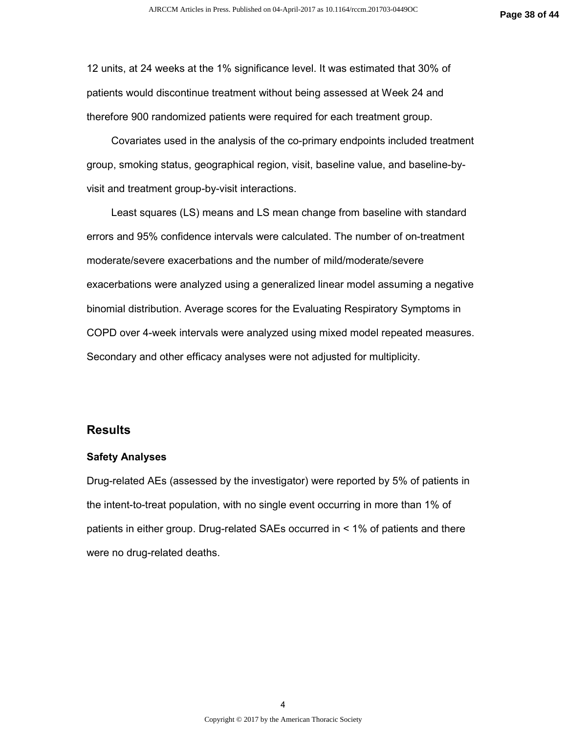12 units, at 24 weeks at the 1% significance level. It was estimated that 30% of patients would discontinue treatment without being assessed at Week 24 and therefore 900 randomized patients were required for each treatment group.

Covariates used in the analysis of the co-primary endpoints included treatment group, smoking status, geographical region, visit, baseline value, and baseline-by-visit and treatment group-by-visit interactions.

Least squares (LS) means and LS mean change from baseline with standard errors and 95% confidence intervals were calculated. The number of on-treatment moderate/severe exacerbations and the number of mild/moderate/severe exacerbations were analyzed using a generalized linear model assuming a negative binomial distribution. Average scores for the Evaluating Respiratory Symptoms in COPD over 4-week intervals were analyzed using mixed model repeated measures. Secondary and other efficacy analyses were not adjusted for multiplicity.

## Results

### Safety Analyses

Drug-related AEs (assessed by the investigator) were reported by 5% of patients in the intent-to-treat population, with no single event occurring in more than 1% of patients in either group. Drug-related SAEs occurred in < 1% of patients and there were no drug-related deaths.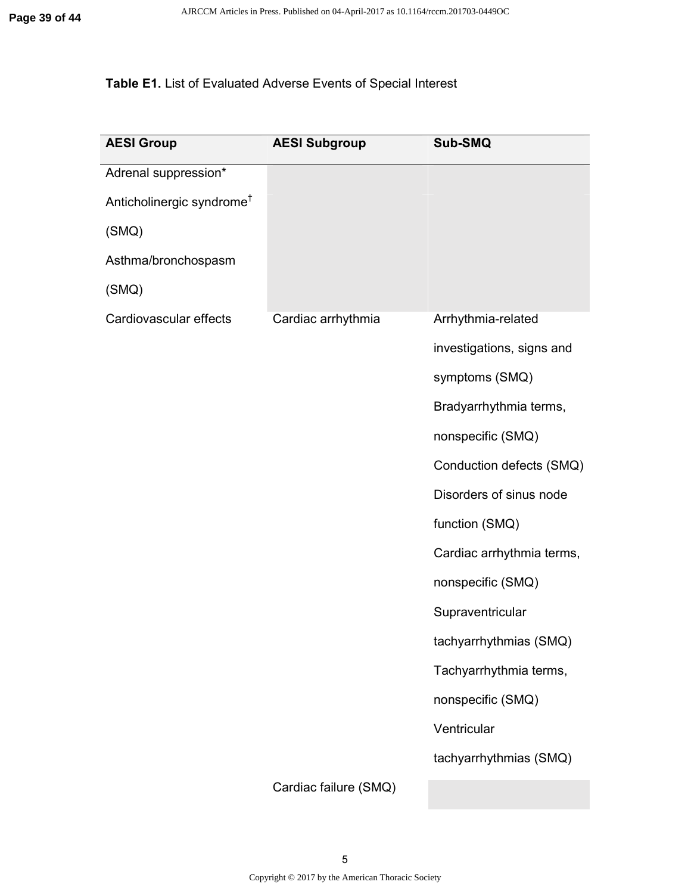**Table E1.** List of Evaluated Adverse Events of Special Interest

| AESI Group | AESI Subgroup | Sub-SMQ |
|---|---|---|
| Adrenal suppression* | | |
| Anticholinergic syndrome[†] (SMQ) | | |
| Asthma/bronchospasm (SMQ) | | |
| Cardiovascular effects | Cardiac arrhythmia | Arrhythmia-related investigations, signs and symptoms (SMQ) |
| | | Bradyarrhythmia terms, nonspecific (SMQ) |
| | | Conduction defects (SMQ) |
| | | Disorders of sinus node function (SMQ) |
| | | Cardiac arrhythmia terms, nonspecific (SMQ) |
| | | Supraventricular tachyarrhythmias (SMQ) |
| | | Tachyarrhythmia terms, nonspecific (SMQ) |
| | | Ventricular tachyarrhythmias (SMQ) |
| | Cardiac failure (SMQ) | |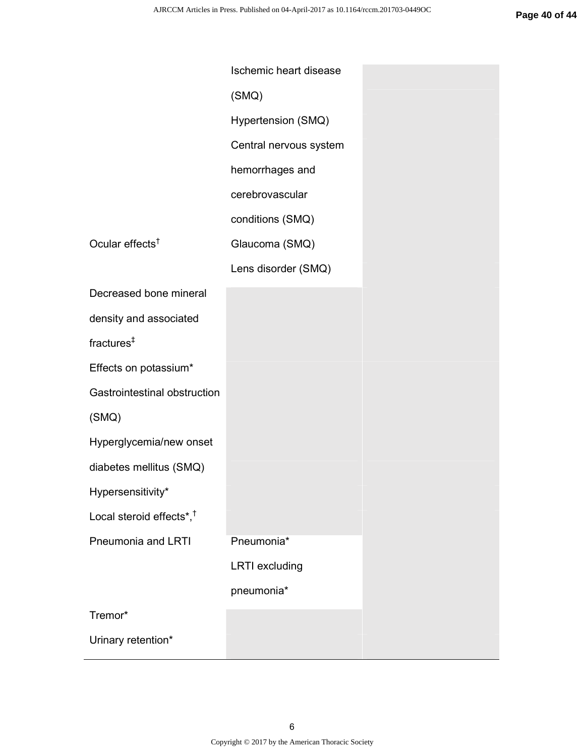| | | |
|---|---|---|
| | Ischemic heart disease (SMQ) | |
| | Hypertension (SMQ) | |
| | Central nervous system hemorrhages and cerebrovascular conditions (SMQ) | |
| Ocular effects† | Glaucoma (SMQ) | |
| | Lens disorder (SMQ) | |
| Decreased bone mineral density and associated fractures‡ | | |
| Effects on potassium* | | |
| Gastrointestinal obstruction (SMQ) | | |
| Hyperglycemia/new onset diabetes mellitus (SMQ) | | |
| Hypersensitivity* | | |
| Local steroid effects*,† | | |
| Pneumonia and LRTI | Pneumonia* | |
| | LRTI excluding pneumonia* | |
| Tremor* | | |
| Urinary retention* | | |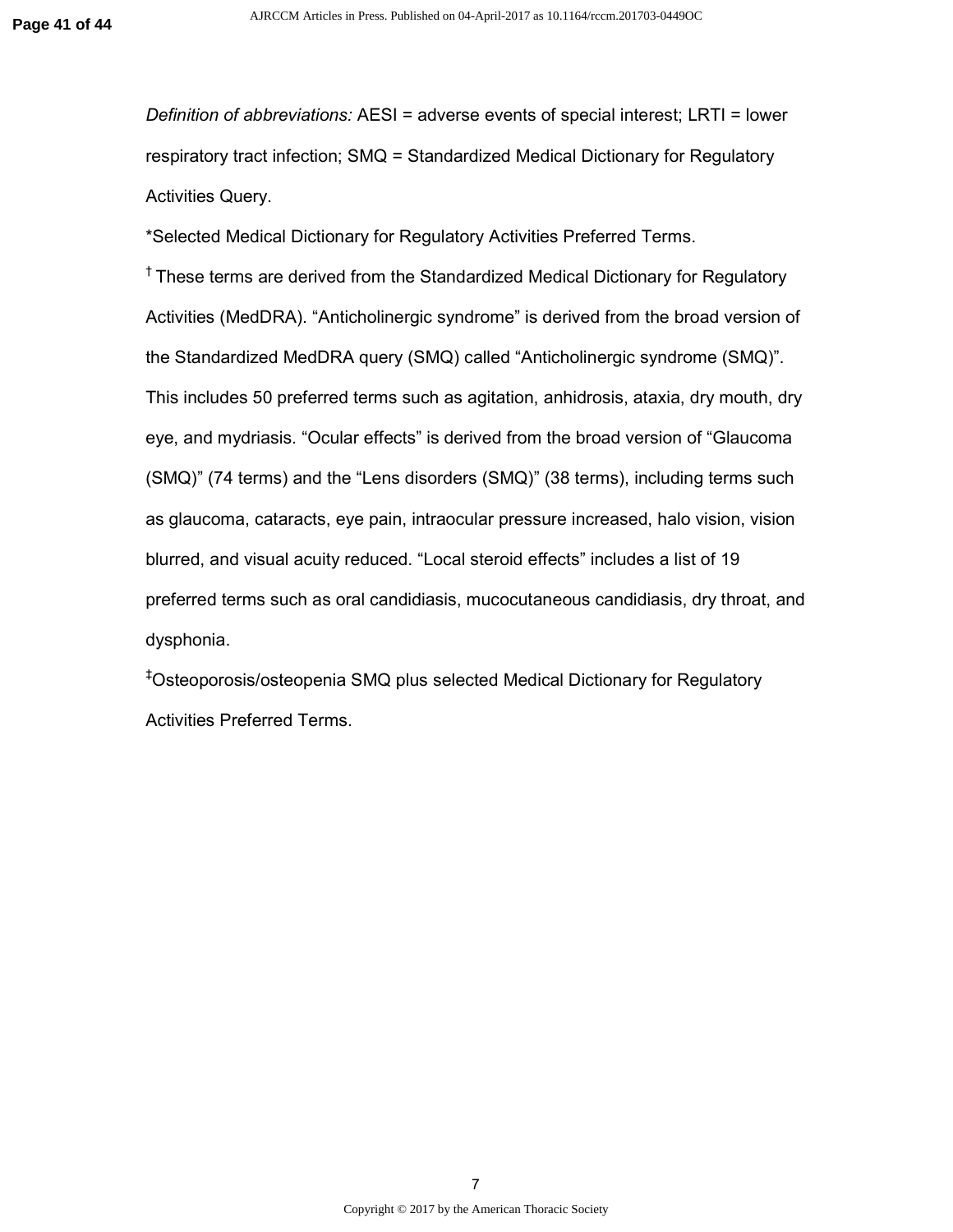*Definition of abbreviations:* AESI = adverse events of special interest; LRTI = lower respiratory tract infection; SMQ = Standardized Medical Dictionary for Regulatory Activities Query.

*Selected Medical Dictionary for Regulatory Activities Preferred Terms.

† These terms are derived from the Standardized Medical Dictionary for Regulatory Activities (MedDRA). "Anticholinergic syndrome" is derived from the broad version of the Standardized MedDRA query (SMQ) called "Anticholinergic syndrome (SMQ)". This includes 50 preferred terms such as agitation, anhidrosis, ataxia, dry mouth, dry eye, and mydriasis. "Ocular effects" is derived from the broad version of "Glaucoma (SMQ)" (74 terms) and the "Lens disorders (SMQ)" (38 terms), including terms such as glaucoma, cataracts, eye pain, intraocular pressure increased, halo vision, vision blurred, and visual acuity reduced. "Local steroid effects" includes a list of 19 preferred terms such as oral candidiasis, mucocutaneous candidiasis, dry throat, and dysphonia.

‡Osteoporosis/osteopenia SMQ plus selected Medical Dictionary for Regulatory Activities Preferred Terms.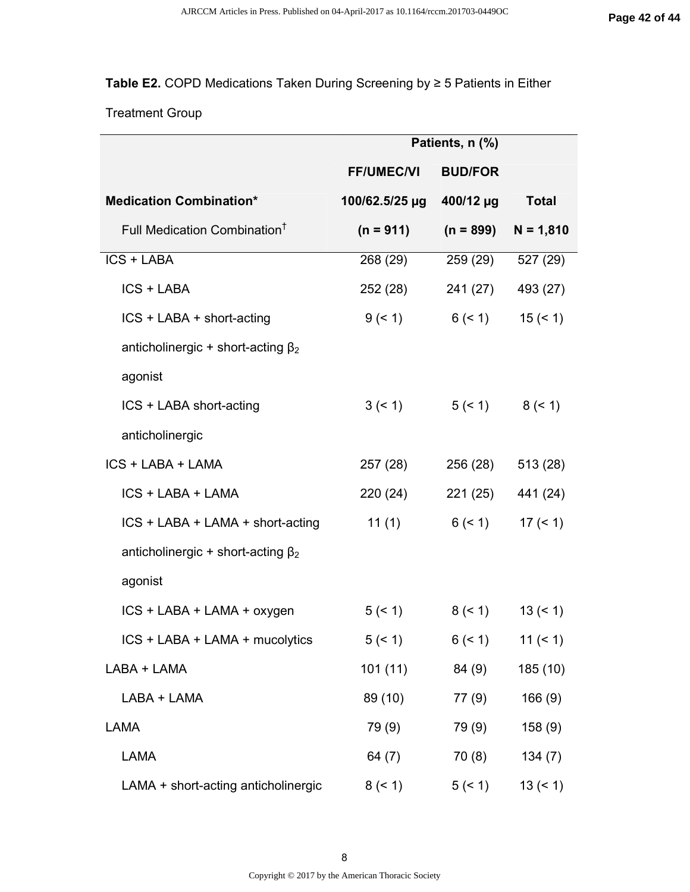**Table E2.** COPD Medications Taken During Screening by ≥ 5 Patients in Either Treatment Group

| | Patients, n (%) | | |
|---|---|---|---|
| **Medication Combination*** | **FF/UMEC/VI** | **BUD/FOR** | |
| Full Medication Combination[†] | **100/62.5/25 μg (n = 911)** | **400/12 μg (n = 899)** | **Total N = 1,810** |
| ICS + LABA | 268 (29) | 259 (29) | 527 (29) |
| ICS + LABA | 252 (28) | 241 (27) | 493 (27) |
| ICS + LABA + short-acting anticholinergic + short-acting $\beta_2$ agonist | 9 (< 1) | 6 (< 1) | 15 (< 1) |
| ICS + LABA short-acting anticholinergic | 3 (< 1) | 5 (< 1) | 8 (< 1) |
| ICS + LABA + LAMA | 257 (28) | 256 (28) | 513 (28) |
| ICS + LABA + LAMA | 220 (24) | 221 (25) | 441 (24) |
| ICS + LABA + LAMA + short-acting anticholinergic + short-acting $\beta_2$ agonist | 11 (1) | 6 (< 1) | 17 (< 1) |
| ICS + LABA + LAMA + oxygen | 5 (< 1) | 8 (< 1) | 13 (< 1) |
| ICS + LABA + LAMA + mucolytics | 5 (< 1) | 6 (< 1) | 11 (< 1) |
| LABA + LAMA | 101 (11) | 84 (9) | 185 (10) |
| LABA + LAMA | 89 (10) | 77 (9) | 166 (9) |
| LAMA | 79 (9) | 79 (9) | 158 (9) |
| LAMA | 64 (7) | 70 (8) | 134 (7) |
| LAMA + short-acting anticholinergic | 8 (< 1) | 5 (< 1) | 13 (< 1) |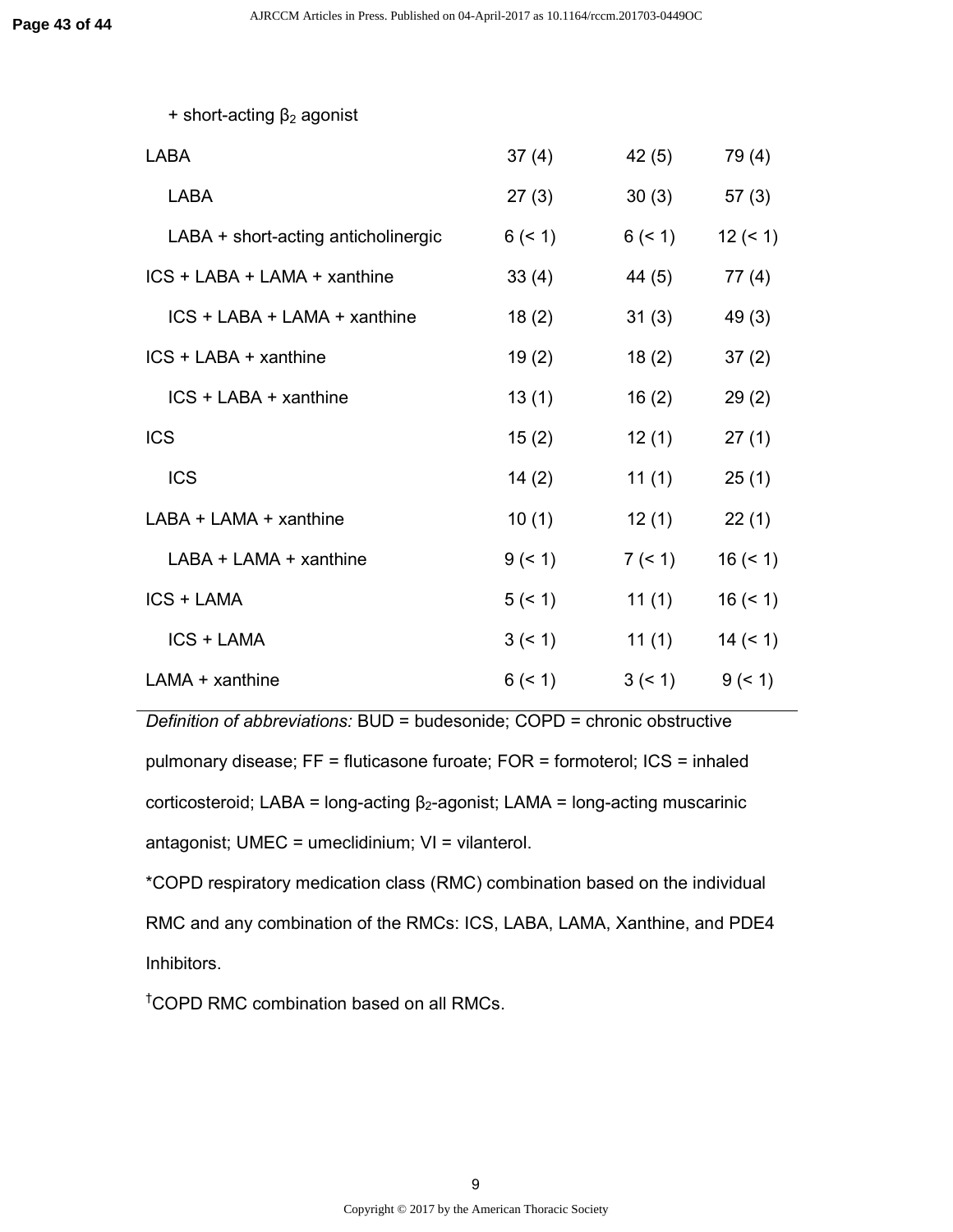| | | | |
|---|---|---|---|
| + short-acting $\beta_2$ agonist | | | |
| LABA | 37 (4) | 42 (5) | 79 (4) |
| LABA | 27 (3) | 30 (3) | 57 (3) |
| LABA + short-acting anticholinergic | 6 (< 1) | 6 (< 1) | 12 (< 1) |
| ICS + LABA + LAMA + xanthine | 33 (4) | 44 (5) | 77 (4) |
| ICS + LABA + LAMA + xanthine | 18 (2) | 31 (3) | 49 (3) |
| ICS + LABA + xanthine | 19 (2) | 18 (2) | 37 (2) |
| ICS + LABA + xanthine | 13 (1) | 16 (2) | 29 (2) |
| ICS | 15 (2) | 12 (1) | 27 (1) |
| ICS | 14 (2) | 11 (1) | 25 (1) |
| LABA + LAMA + xanthine | 10 (1) | 12 (1) | 22 (1) |
| LABA + LAMA + xanthine | 9 (< 1) | 7 (< 1) | 16 (< 1) |
| ICS + LAMA | 5 (< 1) | 11 (1) | 16 (< 1) |
| ICS + LAMA | 3 (< 1) | 11 (1) | 14 (< 1) |
| LAMA + xanthine | 6 (< 1) | 3 (< 1) | 9 (< 1) |

*Definition of abbreviations:* BUD = budesonide; COPD = chronic obstructive pulmonary disease; FF = fluticasone furoate; FOR = formoterol; ICS = inhaled corticosteroid; LABA = long-acting $\beta_2$-agonist; LAMA = long-acting muscarinic antagonist; UMEC = umeclidinium; VI = vilanterol.

*COPD respiratory medication class (RMC) combination based on the individual RMC and any combination of the RMCs: ICS, LABA, LAMA, Xanthine, and PDE4 Inhibitors.

†COPD RMC combination based on all RMCs.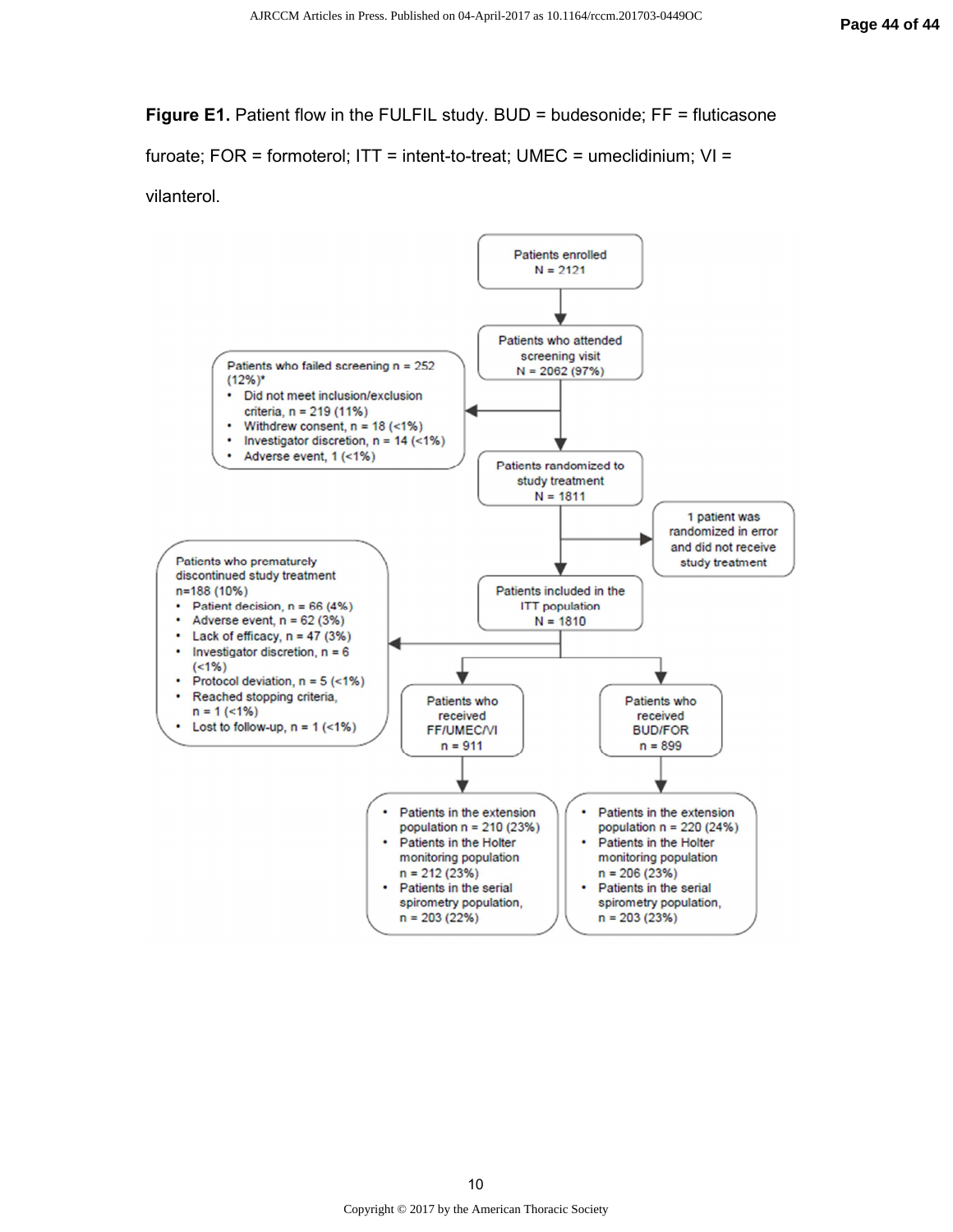**Figure E1.** Patient flow in the FULFIL study. BUD = budesonide; FF = fluticasone furoate; FOR = formoterol; ITT = intent-to-treat; UMEC = umeclidinium; VI = vilanterol.

Patients enrolled
N = 2121

Patients who attended screening visit
N = 2062 (97%)

Patients who failed screening n = 252 (12%)*
- Did not meet inclusion/exclusion criteria, n = 219 (11%)
- Withdrew consent, n = 18 (<1%)
- Investigator discretion, n = 14 (<1%)
- Adverse event, 1 (<1%)

Patients randomized to study treatment
N = 1811

1 patient was randomized in error and did not receive study treatment

Patients included in the ITT population
N = 1810

Patients who prematurely discontinued study treatment
n=188 (10%)
- Patient decision, n = 66 (4%)
- Adverse event, n = 62 (3%)
- Lack of efficacy, n = 47 (3%)
- Investigator discretion, n = 6 (<1%)
- Protocol deviation, n = 5 (<1%)
- Reached stopping criteria, n = 1 (<1%)
- Lost to follow-up, n = 1 (<1%)

Patients who received FF/UMEC/VI
n = 911

- Patients in the extension population n = 210 (23%)
- Patients in the Holter monitoring population n = 212 (23%)
- Patients in the serial spirometry population, n = 203 (22%)

Patients who received BUD/FOR
n = 899

- Patients in the extension population n = 220 (24%)
- Patients in the Holter monitoring population n = 206 (23%)
- Patients in the serial spirometry population, n = 203 (23%)